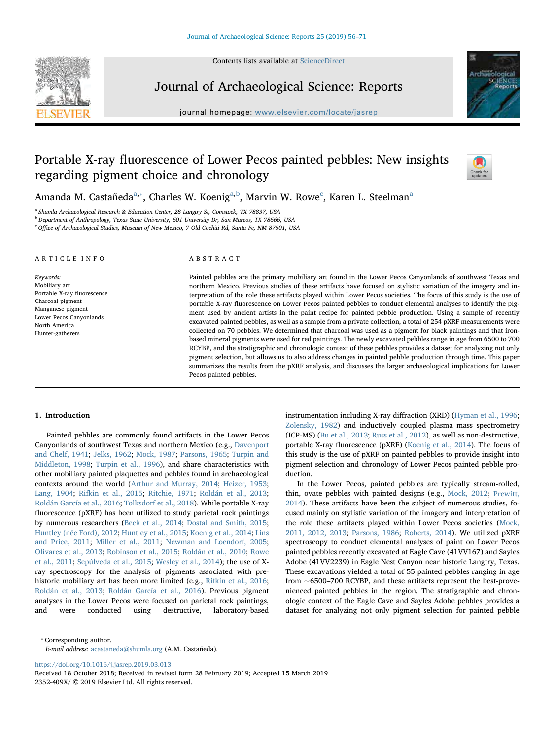# Portable X-ray fluorescence of Lower Pecos painted pebbles: New insights regarding pigment choice and chronology

Amanda M. Castañeda[a,*], Charles W. Koenig[a,b], Marvin W. Rowe[c], Karen L. Steelman[a]

[a] Shumla Archaeological Research & Education Center, 28 Langtry St, Comstock, TX 78837, USA
[b] Department of Anthropology, Texas State University, 601 University Dr, San Marcos, TX 78666, USA
[c] Office of Archaeological Studies, Museum of New Mexico, 7 Old Cochiti Rd, Santa Fe, NM 87501, USA

## ARTICLE INFO

*Keywords:*
Mobiliary art
Portable X-ray fluorescence
Charcoal pigment
Manganese pigment
Lower Pecos Canyonlands
North America
Hunter-gatherers

## ABSTRACT

Painted pebbles are the primary mobiliary art found in the Lower Pecos Canyonlands of southwest Texas and northern Mexico. Previous studies of these artifacts have focused on stylistic variation of the imagery and interpretation of the role these artifacts played within Lower Pecos societies. The focus of this study is the use of portable X-ray fluorescence on Lower Pecos painted pebbles to conduct elemental analyses to identify the pigment used by ancient artists in the paint recipe for painted pebble production. Using a sample of recently excavated painted pebbles, as well as a sample from a private collection, a total of 254 pXRF measurements were collected on 70 pebbles. We determined that charcoal was used as a pigment for black paintings and that iron-based mineral pigments were used for red paintings. The newly excavated pebbles range in age from 6500 to 700 RCYBP, and the stratigraphic and chronologic context of these pebbles provides a dataset for analyzing not only pigment selection, but allows us to also address changes in painted pebble production through time. This paper summarizes the results from the pXRF analysis, and discusses the larger archaeological implications for Lower Pecos painted pebbles.

## 1. Introduction

Painted pebbles are commonly found artifacts in the Lower Pecos Canyonlands of southwest Texas and northern Mexico (e.g., Davenport and Chelf, 1941; Jelks, 1962; Mock, 1987; Parsons, 1965; Turpin and Middleton, 1998; Turpin et al., 1996), and share characteristics with other mobiliary painted plaquettes and pebbles found in archaeological contexts around the world (Arthur and Murray, 2014; Heizer, 1953; Lang, 1904; Rifkin et al., 2015; Ritchie, 1971; Roldán et al., 2013; Roldán García et al., 2016; Tolksdorf et al., 2018). While portable X-ray fluorescence (pXRF) has been utilized to study parietal rock paintings by numerous researchers (Beck et al., 2014; Dostal and Smith, 2015; Huntley (née Ford), 2012; Huntley et al., 2015; Koenig et al., 2014; Lins and Price, 2011; Miller et al., 2011; Newman and Loendorf, 2005; Olivares et al., 2013; Robinson et al., 2015; Roldán et al., 2010; Rowe et al., 2011; Sepúlveda et al., 2015; Wesley et al., 2014); the use of X-ray spectroscopy for the analysis of pigments associated with prehistoric mobiliary art has been more limited (e.g., Rifkin et al., 2016; Roldán et al., 2013; Roldán García et al., 2016). Previous pigment analyses in the Lower Pecos were focused on parietal rock paintings, and were conducted using destructive, laboratory-based instrumentation including X-ray diffraction (XRD) (Hyman et al., 1996; Zolensky, 1982) and inductively coupled plasma mass spectrometry (ICP-MS) (Bu et al., 2013; Russ et al., 2012), as well as non-destructive, portable X-ray fluorescence (pXRF) (Koenig et al., 2014). The focus of this study is the use of pXRF on painted pebbles to provide insight into pigment selection and chronology of Lower Pecos painted pebble production.

In the Lower Pecos, painted pebbles are typically stream-rolled, thin, ovate pebbles with painted designs (e.g., Mock, 2012; Prewitt, 2014). These artifacts have been the subject of numerous studies, focused mainly on stylistic variation of the imagery and interpretation of the role these artifacts played within Lower Pecos societies (Mock, 2011, 2012, 2013; Parsons, 1986; Roberts, 2014). We utilized pXRF spectroscopy to conduct elemental analyses of paint on Lower Pecos painted pebbles recently excavated at Eagle Cave (41VV167) and Sayles Adobe (41VV2239) in Eagle Nest Canyon near historic Langtry, Texas. These excavations yielded a total of 55 painted pebbles ranging in age from ~6500–700 RCYBP, and these artifacts represent the best-provenienced painted pebbles in the region. The stratigraphic and chronologic context of the Eagle Cave and Sayles Adobe pebbles provides a dataset for analyzing not only pigment selection for painted pebble

* Corresponding author.
*E-mail address:* acastaneda@shumla.org (A.M. Castañeda).

https://doi.org/10.1016/j.jasrep.2019.03.013
Received 18 October 2018; Received in revised form 28 February 2019; Accepted 15 March 2019
2352-409X/ © 2019 Elsevier Ltd. All rights reserved.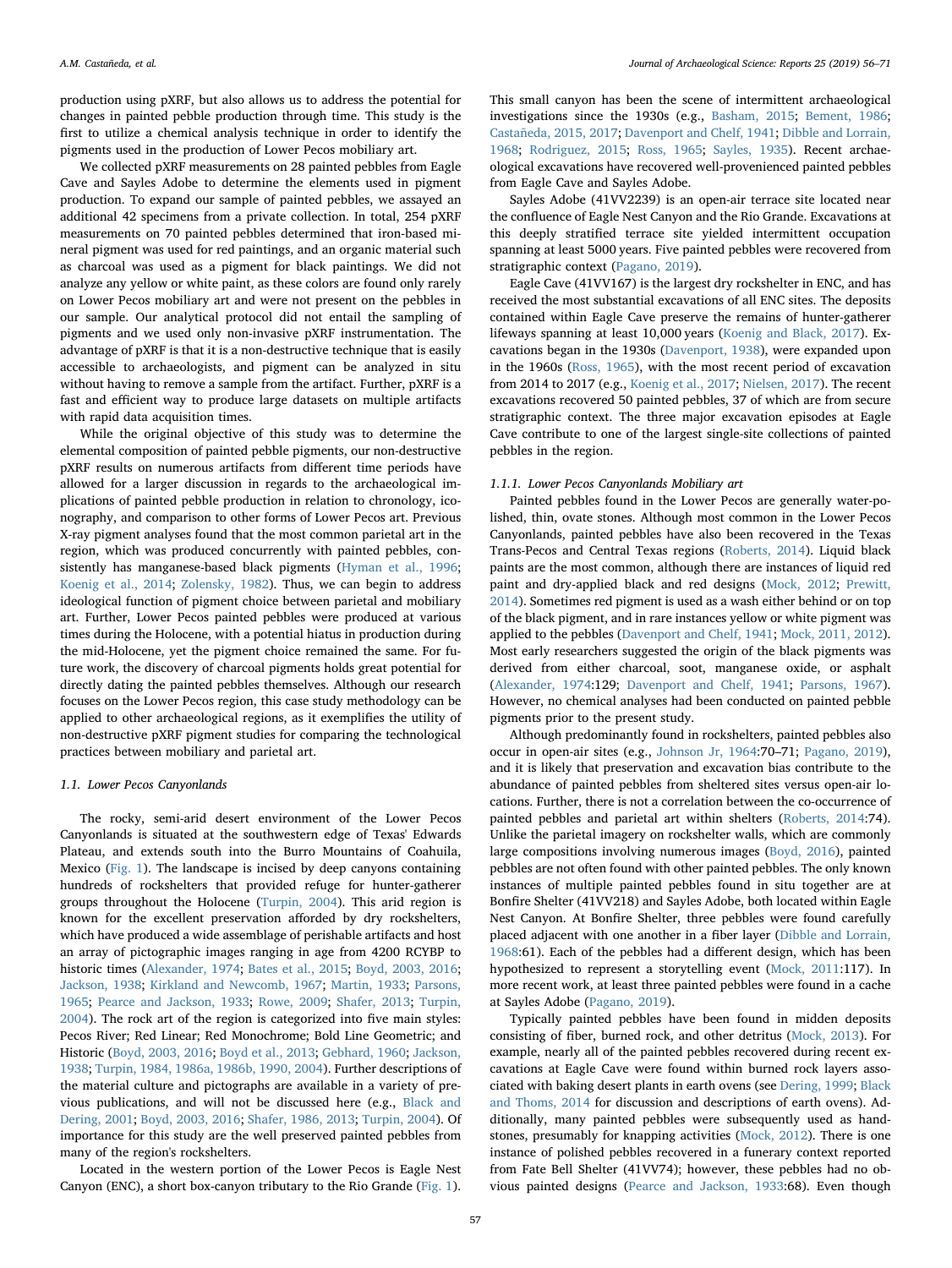production using pXRF, but also allows us to address the potential for changes in painted pebble production through time. This study is the first to utilize a chemical analysis technique in order to identify the pigments used in the production of Lower Pecos mobiliary art.

We collected pXRF measurements on 28 painted pebbles from Eagle Cave and Sayles Adobe to determine the elements used in pigment production. To expand our sample of painted pebbles, we assayed an additional 42 specimens from a private collection. In total, 254 pXRF measurements on 70 painted pebbles determined that iron-based mineral pigment was used for red paintings, and an organic material such as charcoal was used as a pigment for black paintings. We did not analyze any yellow or white paint, as these colors are found only rarely on Lower Pecos mobiliary art and were not present on the pebbles in our sample. Our analytical protocol did not entail the sampling of pigments and we used only non-invasive pXRF instrumentation. The advantage of pXRF is that it is a non-destructive technique that is easily accessible to archaeologists, and pigment can be analyzed in situ without having to remove a sample from the artifact. Further, pXRF is a fast and efficient way to produce large datasets on multiple artifacts with rapid data acquisition times.

While the original objective of this study was to determine the elemental composition of painted pebble pigments, our non-destructive pXRF results on numerous artifacts from different time periods have allowed for a larger discussion in regards to the archaeological implications of painted pebble production in relation to chronology, iconography, and comparison to other forms of Lower Pecos art. Previous X-ray pigment analyses found that the most common parietal art in the region, which was produced concurrently with painted pebbles, consistently has manganese-based black pigments (Hyman et al., 1996; Koenig et al., 2014; Zolensky, 1982). Thus, we can begin to address ideological function of pigment choice between parietal and mobiliary art. Further, Lower Pecos painted pebbles were produced at various times during the Holocene, with a potential hiatus in production during the mid-Holocene, yet the pigment choice remained the same. For future work, the discovery of charcoal pigments holds great potential for directly dating the painted pebbles themselves. Although our research focuses on the Lower Pecos region, this case study methodology can be applied to other archaeological regions, as it exemplifies the utility of non-destructive pXRF pigment studies for comparing the technological practices between mobiliary and parietal art.

### 1.1. Lower Pecos Canyonlands

The rocky, semi-arid desert environment of the Lower Pecos Canyonlands is situated at the southwestern edge of Texas' Edwards Plateau, and extends south into the Burro Mountains of Coahuila, Mexico (Fig. 1). The landscape is incised by deep canyons containing hundreds of rockshelters that provided refuge for hunter-gatherer groups throughout the Holocene (Turpin, 2004). This arid region is known for the excellent preservation afforded by dry rockshelters, which have produced a wide assemblage of perishable artifacts and host an array of pictographic images ranging in age from 4200 RCYBP to historic times (Alexander, 1974; Bates et al., 2015; Boyd, 2003, 2016; Jackson, 1938; Kirkland and Newcomb, 1967; Martin, 1933; Parsons, 1965; Pearce and Jackson, 1933; Rowe, 2009; Shafer, 2013; Turpin, 2004). The rock art of the region is categorized into five main styles: Pecos River; Red Linear; Red Monochrome; Bold Line Geometric; and Historic (Boyd, 2003, 2016; Boyd et al., 2013; Gebhard, 1960; Jackson, 1938; Turpin, 1984, 1986a, 1986b, 1990, 2004). Further descriptions of the material culture and pictographs are available in a variety of previous publications, and will not be discussed here (e.g., Black and Dering, 2001; Boyd, 2003, 2016; Shafer, 1986, 2013; Turpin, 2004). Of importance for this study are the well preserved painted pebbles from many of the region's rockshelters.

Located in the western portion of the Lower Pecos is Eagle Nest Canyon (ENC), a short box-canyon tributary to the Rio Grande (Fig. 1). This small canyon has been the scene of intermittent archaeological investigations since the 1930s (e.g., Basham, 2015; Bement, 1986; Castañeda, 2015, 2017; Davenport and Chelf, 1941; Dibble and Lorrain, 1968; Rodriguez, 2015; Ross, 1965; Sayles, 1935). Recent archaeological excavations have recovered well-provenienced painted pebbles from Eagle Cave and Sayles Adobe.

Sayles Adobe (41VV2239) is an open-air terrace site located near the confluence of Eagle Nest Canyon and the Rio Grande. Excavations at this deeply stratified terrace site yielded intermittent occupation spanning at least 5000 years. Five painted pebbles were recovered from stratigraphic context (Pagano, 2019).

Eagle Cave (41VV167) is the largest dry rockshelter in ENC, and has received the most substantial excavations of all ENC sites. The deposits contained within Eagle Cave preserve the remains of hunter-gatherer lifeways spanning at least 10,000 years (Koenig and Black, 2017). Excavations began in the 1930s (Davenport, 1938), were expanded upon in the 1960s (Ross, 1965), with the most recent period of excavation from 2014 to 2017 (e.g., Koenig et al., 2017; Nielsen, 2017). The recent excavations recovered 50 painted pebbles, 37 of which are from secure stratigraphic context. The three major excavation episodes at Eagle Cave contribute to one of the largest single-site collections of painted pebbles in the region.

#### 1.1.1. Lower Pecos Canyonlands Mobiliary art

Painted pebbles found in the Lower Pecos are generally water-polished, thin, ovate stones. Although most common in the Lower Pecos Canyonlands, painted pebbles have also been recovered in the Texas Trans-Pecos and Central Texas regions (Roberts, 2014). Liquid black paints are the most common, although there are instances of liquid red paint and dry-applied black and red designs (Mock, 2012; Prewitt, 2014). Sometimes red pigment is used as a wash either behind or on top of the black pigment, and in rare instances yellow or white pigment was applied to the pebbles (Davenport and Chelf, 1941; Mock, 2011, 2012). Most early researchers suggested the origin of the black pigments was derived from either charcoal, soot, manganese oxide, or asphalt (Alexander, 1974:129; Davenport and Chelf, 1941; Parsons, 1967). However, no chemical analyses had been conducted on painted pebble pigments prior to the present study.

Although predominantly found in rockshelters, painted pebbles also occur in open-air sites (e.g., Johnson Jr, 1964:70–71; Pagano, 2019), and it is likely that preservation and excavation bias contribute to the abundance of painted pebbles from sheltered sites versus open-air locations. Further, there is not a correlation between the co-occurrence of painted pebbles and parietal art within shelters (Roberts, 2014:74). Unlike the parietal imagery on rockshelter walls, which are commonly large compositions involving numerous images (Boyd, 2016), painted pebbles are not often found with other painted pebbles. The only known instances of multiple painted pebbles found in situ together are at Bonfire Shelter (41VV218) and Sayles Adobe, both located within Eagle Nest Canyon. At Bonfire Shelter, three pebbles were found carefully placed adjacent with one another in a fiber layer (Dibble and Lorrain, 1968:61). Each of the pebbles had a different design, which has been hypothesized to represent a storytelling event (Mock, 2011:117). In more recent work, at least three painted pebbles were found in a cache at Sayles Adobe (Pagano, 2019).

Typically painted pebbles have been found in midden deposits consisting of fiber, burned rock, and other detritus (Mock, 2013). For example, nearly all of the painted pebbles recovered during recent excavations at Eagle Cave were found within burned rock layers associated with baking desert plants in earth ovens (see Dering, 1999; Black and Thoms, 2014 for discussion and descriptions of earth ovens). Additionally, many painted pebbles were subsequently used as handstones, presumably for knapping activities (Mock, 2012). There is one instance of polished pebbles recovered in a funerary context reported from Fate Bell Shelter (41VV74); however, these pebbles had no obvious painted designs (Pearce and Jackson, 1933:68). Even though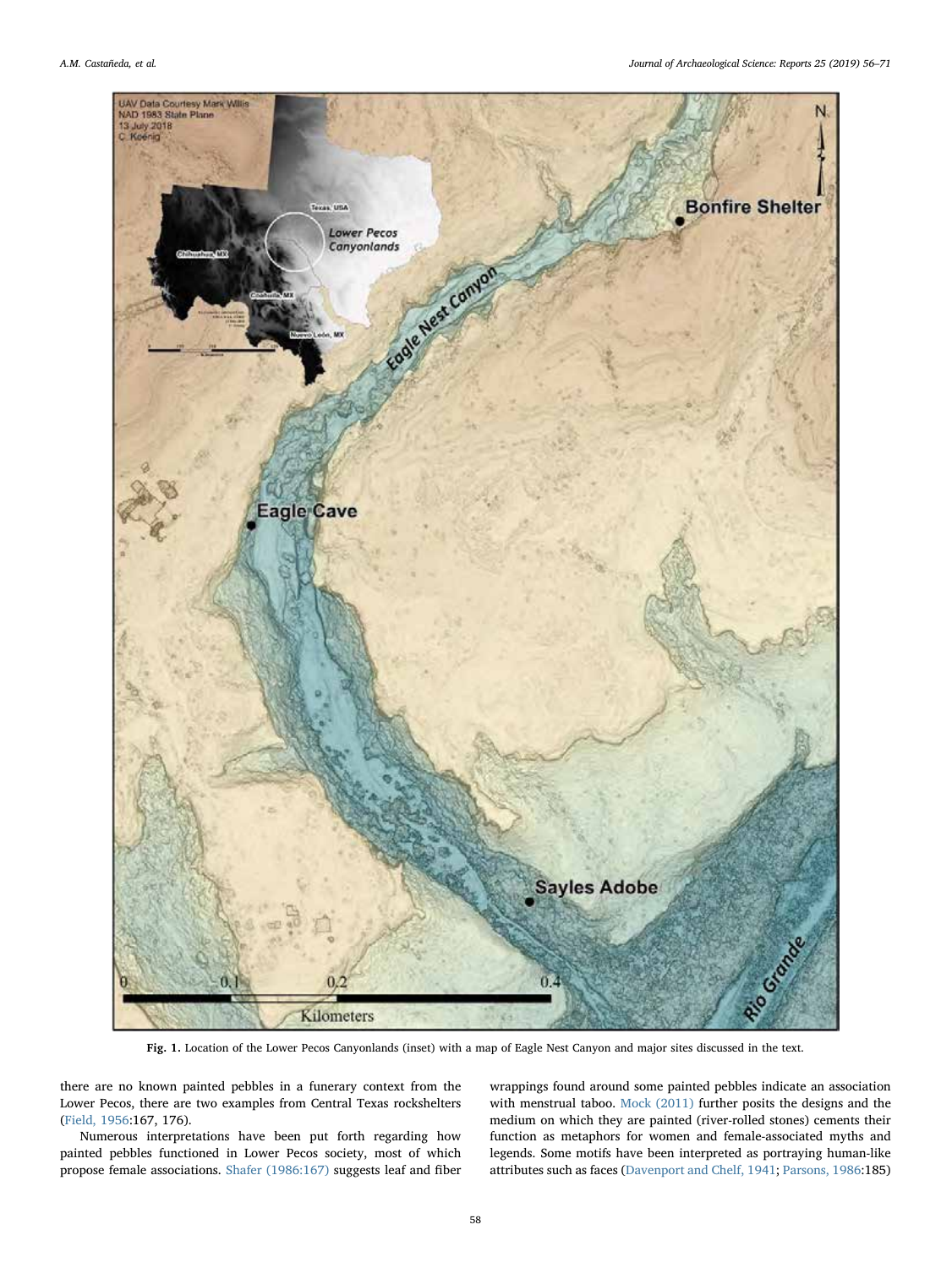Fig. 1. Location of the Lower Pecos Canyonlands (inset) with a map of Eagle Nest Canyon and major sites discussed in the text.

there are no known painted pebbles in a funerary context from the Lower Pecos, there are two examples from Central Texas rockshelters (Field, 1956:167, 176).

Numerous interpretations have been put forth regarding how painted pebbles functioned in Lower Pecos society, most of which propose female associations. Shafer (1986:167) suggests leaf and fiber wrappings found around some painted pebbles indicate an association with menstrual taboo. Mock (2011) further posits the designs and the medium on which they are painted (river-rolled stones) cements their function as metaphors for women and female-associated myths and legends. Some motifs have been interpreted as portraying human-like attributes such as faces (Davenport and Chelf, 1941; Parsons, 1986:185)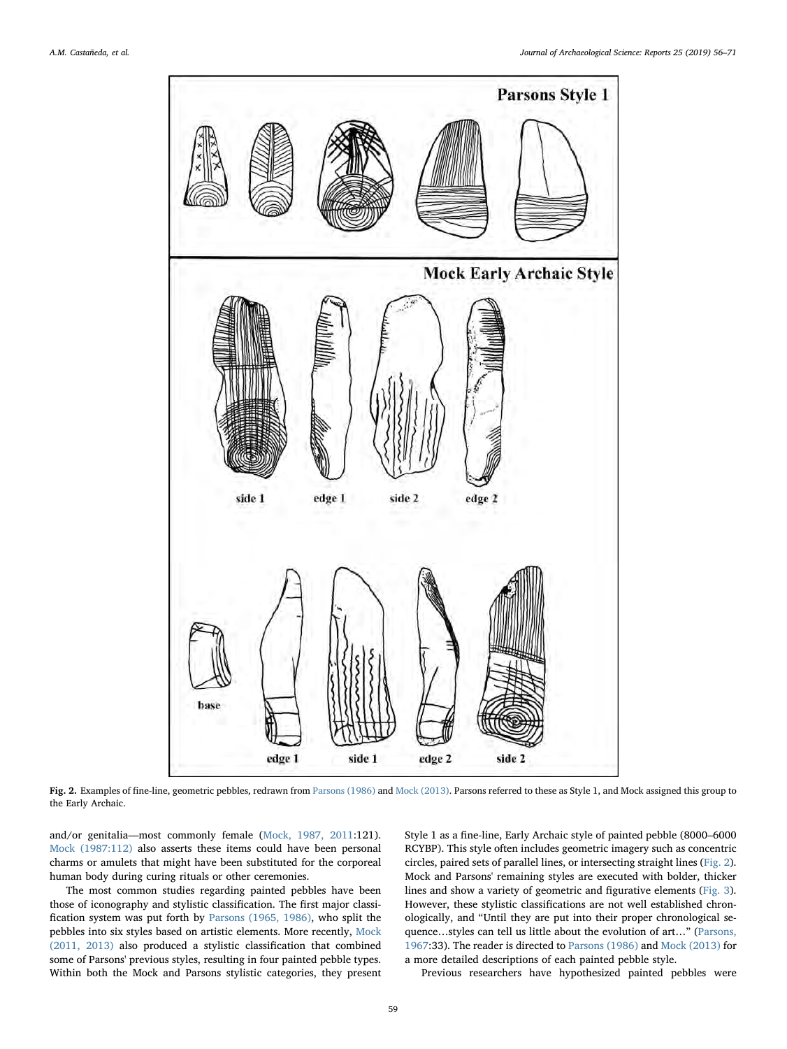**Fig. 2.** Examples of fine-line, geometric pebbles, redrawn from Parsons (1986) and Mock (2013). Parsons referred to these as Style 1, and Mock assigned this group to the Early Archaic.

and/or genitalia—most commonly female (Mock, 1987, 2011:121). Mock (1987:112) also asserts these items could have been personal charms or amulets that might have been substituted for the corporeal human body during curing rituals or other ceremonies.

The most common studies regarding painted pebbles have been those of iconography and stylistic classification. The first major classification system was put forth by Parsons (1965, 1986), who split the pebbles into six styles based on artistic elements. More recently, Mock (2011, 2013) also produced a stylistic classification that combined some of Parsons' previous styles, resulting in four painted pebble types. Within both the Mock and Parsons stylistic categories, they present Style 1 as a fine-line, Early Archaic style of painted pebble (8000–6000 RCYBP). This style often includes geometric imagery such as concentric circles, paired sets of parallel lines, or intersecting straight lines (Fig. 2). Mock and Parsons' remaining styles are executed with bolder, thicker lines and show a variety of geometric and figurative elements (Fig. 3). However, these stylistic classifications are not well established chronologically, and "Until they are put into their proper chronological sequence…styles can tell us little about the evolution of art…" (Parsons, 1967:33). The reader is directed to Parsons (1986) and Mock (2013) for a more detailed descriptions of each painted pebble style.

Previous researchers have hypothesized painted pebbles were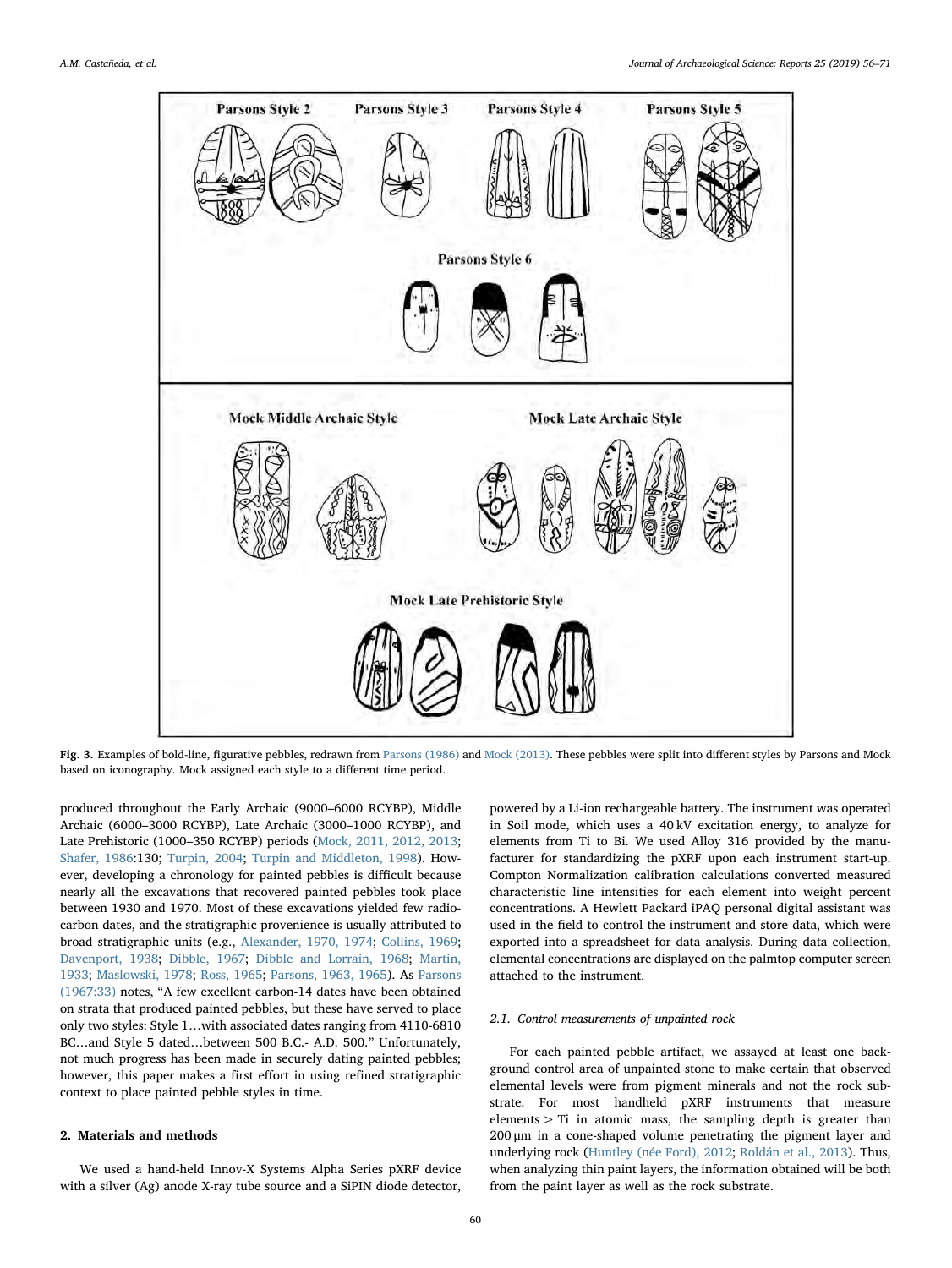Fig. 3. Examples of bold-line, figurative pebbles, redrawn from Parsons (1986) and Mock (2013). These pebbles were split into different styles by Parsons and Mock based on iconography. Mock assigned each style to a different time period.

produced throughout the Early Archaic (9000–6000 RCYBP), Middle Archaic (6000–3000 RCYBP), Late Archaic (3000–1000 RCYBP), and Late Prehistoric (1000–350 RCYBP) periods (Mock, 2011, 2012, 2013; Shafer, 1986:130; Turpin, 2004; Turpin and Middleton, 1998). However, developing a chronology for painted pebbles is difficult because nearly all the excavations that recovered painted pebbles took place between 1930 and 1970. Most of these excavations yielded few radiocarbon dates, and the stratigraphic provenience is usually attributed to broad stratigraphic units (e.g., Alexander, 1970, 1974; Collins, 1969; Davenport, 1938; Dibble, 1967; Dibble and Lorrain, 1968; Martin, 1933; Maslowski, 1978; Ross, 1965; Parsons, 1963, 1965). As Parsons (1967:33) notes, "A few excellent carbon-14 dates have been obtained on strata that produced painted pebbles, but these have served to place only two styles: Style 1…with associated dates ranging from 4110-6810 BC…and Style 5 dated…between 500 B.C.- A.D. 500." Unfortunately, not much progress has been made in securely dating painted pebbles; however, this paper makes a first effort in using refined stratigraphic context to place painted pebble styles in time.

## 2. Materials and methods

We used a hand-held Innov-X Systems Alpha Series pXRF device with a silver (Ag) anode X-ray tube source and a SiPIN diode detector, powered by a Li-ion rechargeable battery. The instrument was operated in Soil mode, which uses a 40 kV excitation energy, to analyze for elements from Ti to Bi. We used Alloy 316 provided by the manufacturer for standardizing the pXRF upon each instrument start-up. Compton Normalization calibration calculations converted measured characteristic line intensities for each element into weight percent concentrations. A Hewlett Packard iPAQ personal digital assistant was used in the field to control the instrument and store data, which were exported into a spreadsheet for data analysis. During data collection, elemental concentrations are displayed on the palmtop computer screen attached to the instrument.

### 2.1. Control measurements of unpainted rock

For each painted pebble artifact, we assayed at least one background control area of unpainted stone to make certain that observed elemental levels were from pigment minerals and not the rock substrate. For most handheld pXRF instruments that measure elements > Ti in atomic mass, the sampling depth is greater than 200 μm in a cone-shaped volume penetrating the pigment layer and underlying rock (Huntley (née Ford), 2012; Roldán et al., 2013). Thus, when analyzing thin paint layers, the information obtained will be both from the paint layer as well as the rock substrate.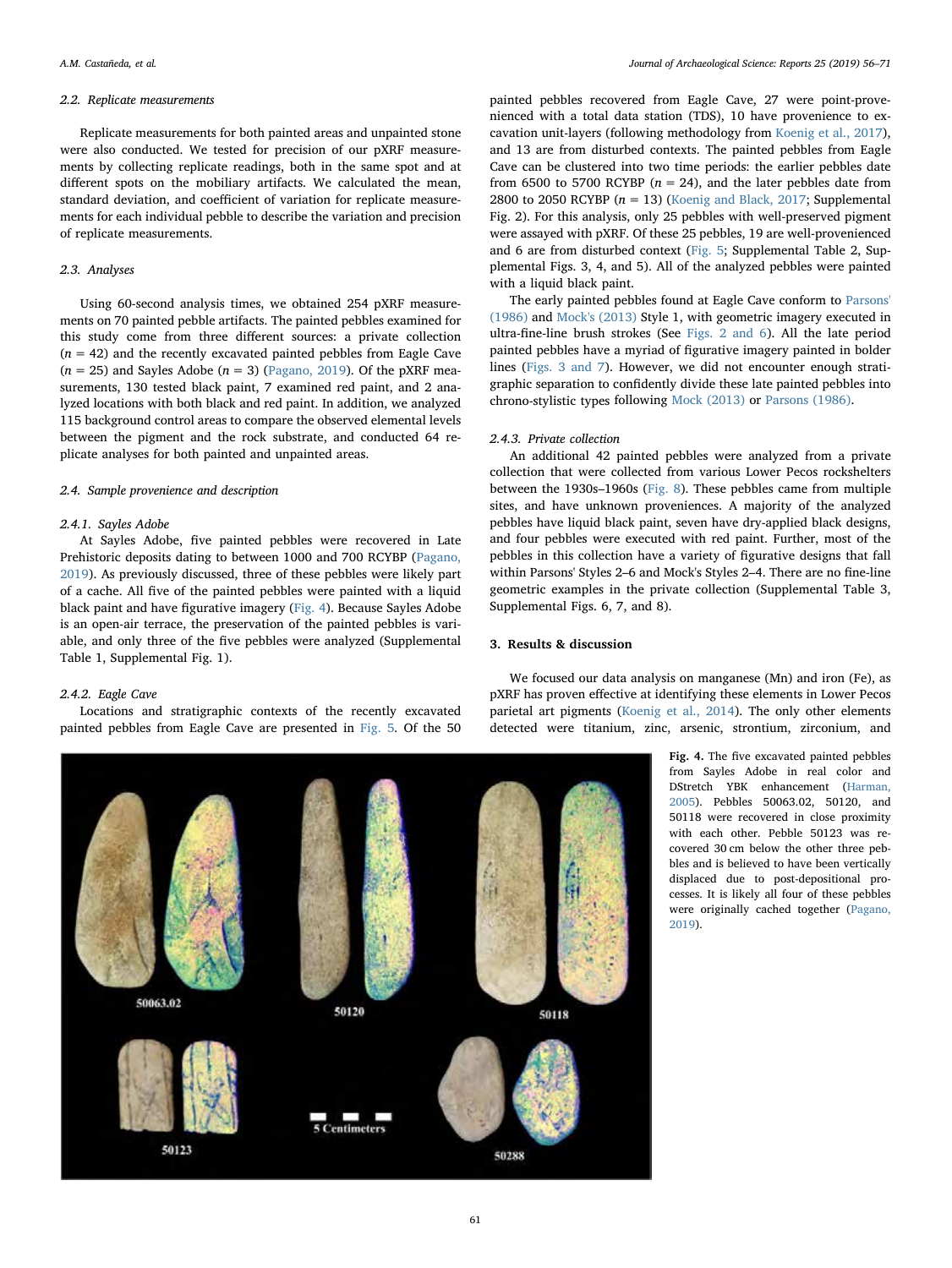### 2.2. Replicate measurements

Replicate measurements for both painted areas and unpainted stone were also conducted. We tested for precision of our pXRF measurements by collecting replicate readings, both in the same spot and at different spots on the mobiliary artifacts. We calculated the mean, standard deviation, and coefficient of variation for replicate measurements for each individual pebble to describe the variation and precision of replicate measurements.

### 2.3. Analyses

Using 60-second analysis times, we obtained 254 pXRF measurements on 70 painted pebble artifacts. The painted pebbles examined for this study come from three different sources: a private collection ($n$ = 42) and the recently excavated painted pebbles from Eagle Cave ($n$ = 25) and Sayles Adobe ($n$ = 3) (Pagano, 2019). Of the pXRF measurements, 130 tested black paint, 7 examined red paint, and 2 analyzed locations with both black and red paint. In addition, we analyzed 115 background control areas to compare the observed elemental levels between the pigment and the rock substrate, and conducted 64 replicate analyses for both painted and unpainted areas.

### 2.4. Sample provenience and description

#### 2.4.1. Sayles Adobe

At Sayles Adobe, five painted pebbles were recovered in Late Prehistoric deposits dating to between 1000 and 700 RCYBP (Pagano, 2019). As previously discussed, three of these pebbles were likely part of a cache. All five of the painted pebbles were painted with a liquid black paint and have figurative imagery (Fig. 4). Because Sayles Adobe is an open-air terrace, the preservation of the painted pebbles is variable, and only three of the five pebbles were analyzed (Supplemental Table 1, Supplemental Fig. 1).

#### 2.4.2. Eagle Cave

Locations and stratigraphic contexts of the recently excavated painted pebbles from Eagle Cave are presented in Fig. 5. Of the 50 painted pebbles recovered from Eagle Cave, 27 were point-provenienced with a total data station (TDS), 10 have provenience to excavation unit-layers (following methodology from Koenig et al., 2017), and 13 are from disturbed contexts. The painted pebbles from Eagle Cave can be clustered into two time periods: the earlier pebbles date from 6500 to 5700 RCYBP ($n$ = 24), and the later pebbles date from 2800 to 2050 RCYBP ($n$ = 13) (Koenig and Black, 2017; Supplemental Fig. 2). For this analysis, only 25 pebbles with well-preserved pigment were assayed with pXRF. Of these 25 pebbles, 19 are well-provenienced and 6 are from disturbed context (Fig. 5; Supplemental Table 2, Supplemental Figs. 3, 4, and 5). All of the analyzed pebbles were painted with a liquid black paint.

The early painted pebbles found at Eagle Cave conform to Parsons' (1986) and Mock's (2013) Style 1, with geometric imagery executed in ultra-fine-line brush strokes (See Figs. 2 and 6). All the late period painted pebbles have a myriad of figurative imagery painted in bolder lines (Figs. 3 and 7). However, we did not encounter enough stratigraphic separation to confidently divide these late painted pebbles into chrono-stylistic types following Mock (2013) or Parsons (1986).

#### 2.4.3. Private collection

An additional 42 painted pebbles were analyzed from a private collection that were collected from various Lower Pecos rockshelters between the 1930s–1960s (Fig. 8). These pebbles came from multiple sites, and have unknown proveniences. A majority of the analyzed pebbles have liquid black paint, seven have dry-applied black designs, and four pebbles were executed with red paint. Further, most of the pebbles in this collection have a variety of figurative designs that fall within Parsons' Styles 2–6 and Mock's Styles 2–4. There are no fine-line geometric examples in the private collection (Supplemental Table 3, Supplemental Figs. 6, 7, and 8).

## 3. Results & discussion

We focused our data analysis on manganese (Mn) and iron (Fe), as pXRF has proven effective at identifying these elements in Lower Pecos parietal art pigments (Koenig et al., 2014). The only other elements detected were titanium, zinc, arsenic, strontium, zirconium, and

Fig. 4. The five excavated painted pebbles from Sayles Adobe in real color and DStretch YBK enhancement (Harman, 2005). Pebbles 50063.02, 50120, and 50118 were recovered in close proximity with each other. Pebble 50123 was recovered 30 cm below the other three pebbles and is believed to have been vertically displaced due to post-depositional processes. It is likely all four of these pebbles were originally cached together (Pagano, 2019).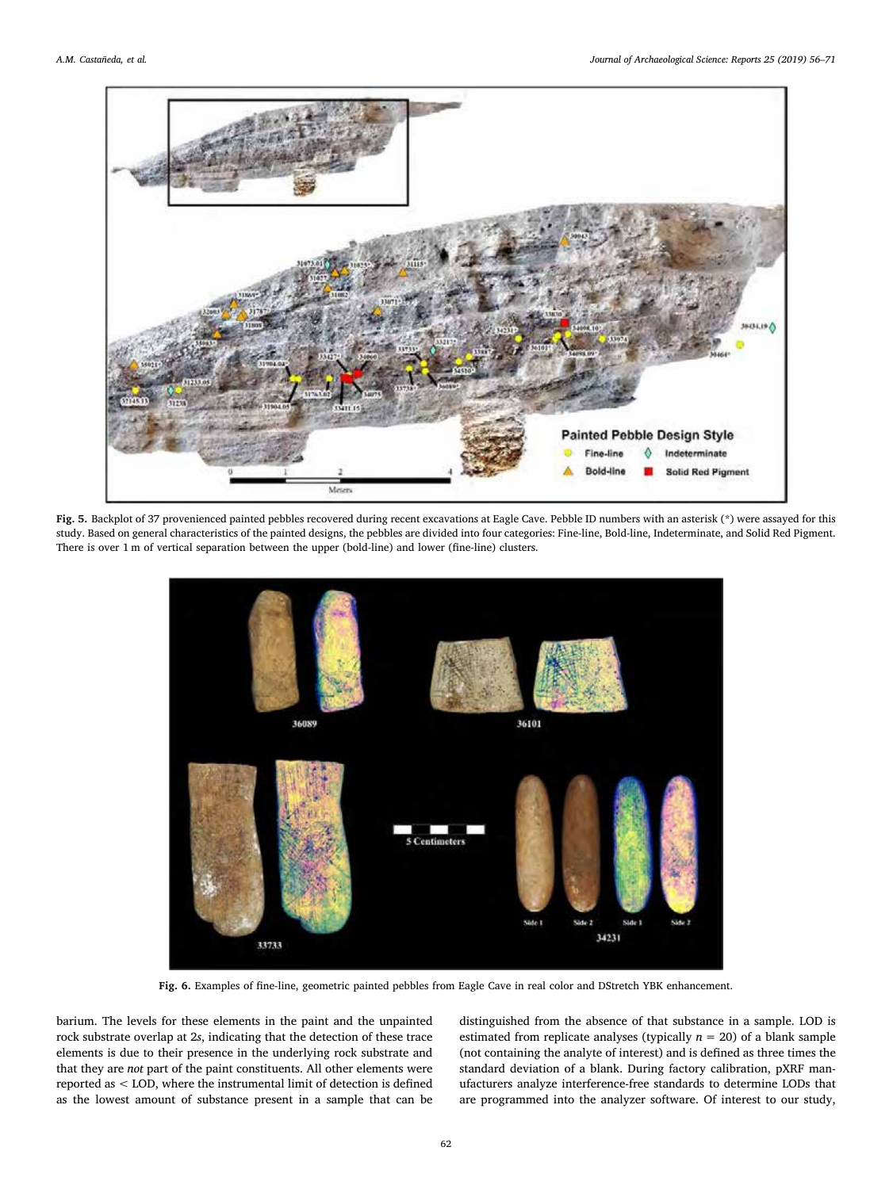Fig. 5. Backplot of 37 provenienced painted pebbles recovered during recent excavations at Eagle Cave. Pebble ID numbers with an asterisk (*) were assayed for this study. Based on general characteristics of the painted designs, the pebbles are divided into four categories: Fine-line, Bold-line, Indeterminate, and Solid Red Pigment. There is over 1 m of vertical separation between the upper (bold-line) and lower (fine-line) clusters.

Fig. 6. Examples of fine-line, geometric painted pebbles from Eagle Cave in real color and DStretch YBK enhancement.

barium. The levels for these elements in the paint and the unpainted rock substrate overlap at 2*s*, indicating that the detection of these trace elements is due to their presence in the underlying rock substrate and that they are *not* part of the paint constituents. All other elements were reported as < LOD, where the instrumental limit of detection is defined as the lowest amount of substance present in a sample that can be distinguished from the absence of that substance in a sample. LOD is estimated from replicate analyses (typically $n = 20$) of a blank sample (not containing the analyte of interest) and is defined as three times the standard deviation of a blank. During factory calibration, pXRF manufacturers analyze interference-free standards to determine LODs that are programmed into the analyzer software. Of interest to our study,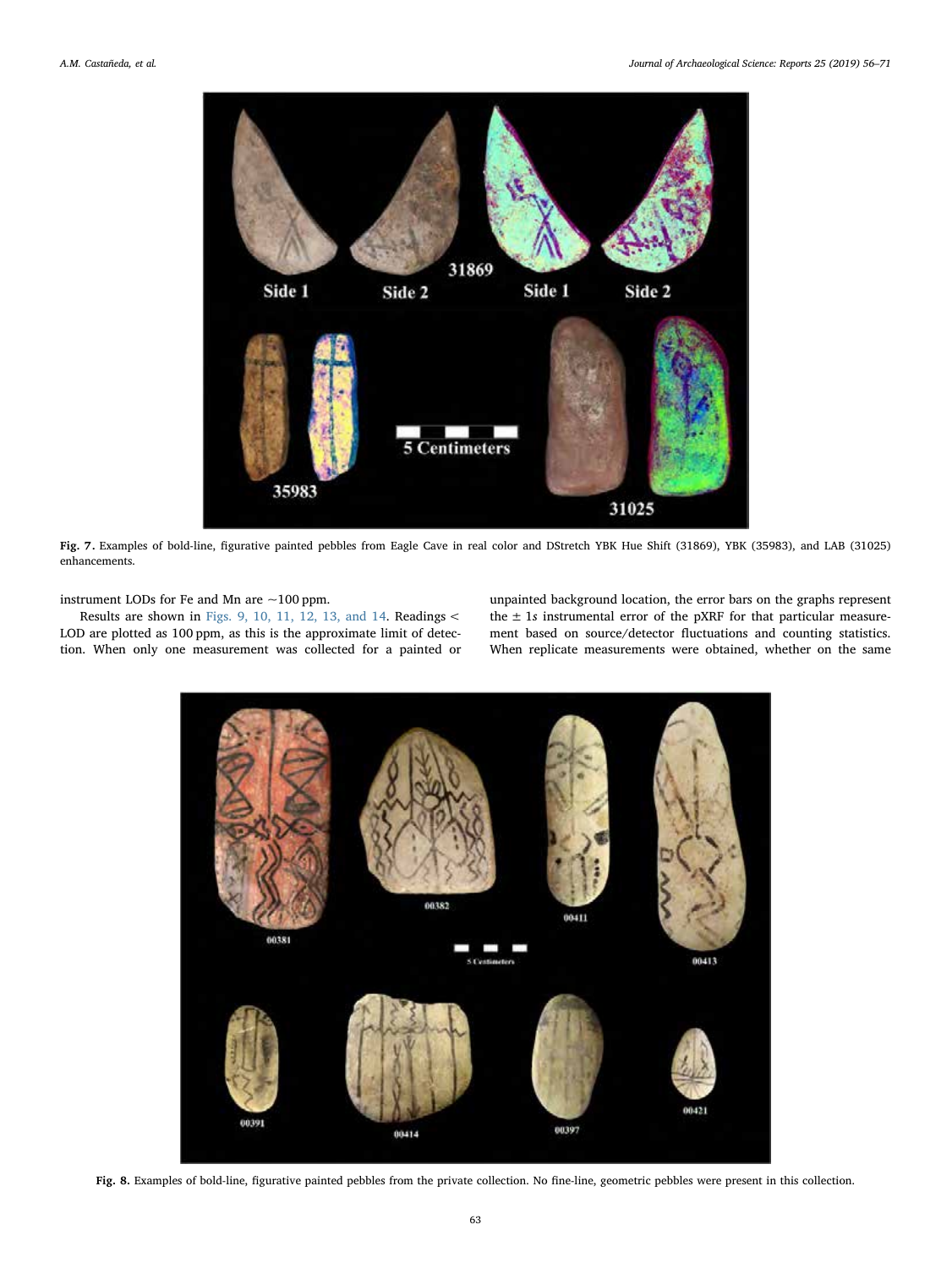Fig. 7. Examples of bold-line, figurative painted pebbles from Eagle Cave in real color and DStretch YBK Hue Shift (31869), YBK (35983), and LAB (31025) enhancements.

instrument LODs for Fe and Mn are ~100 ppm.

Results are shown in Figs. 9, 10, 11, 12, 13, and 14. Readings < LOD are plotted as 100 ppm, as this is the approximate limit of detection. When only one measurement was collected for a painted or unpainted background location, the error bars on the graphs represent the ± 1*s* instrumental error of the pXRF for that particular measurement based on source/detector fluctuations and counting statistics. When replicate measurements were obtained, whether on the same

Fig. 8. Examples of bold-line, figurative painted pebbles from the private collection. No fine-line, geometric pebbles were present in this collection.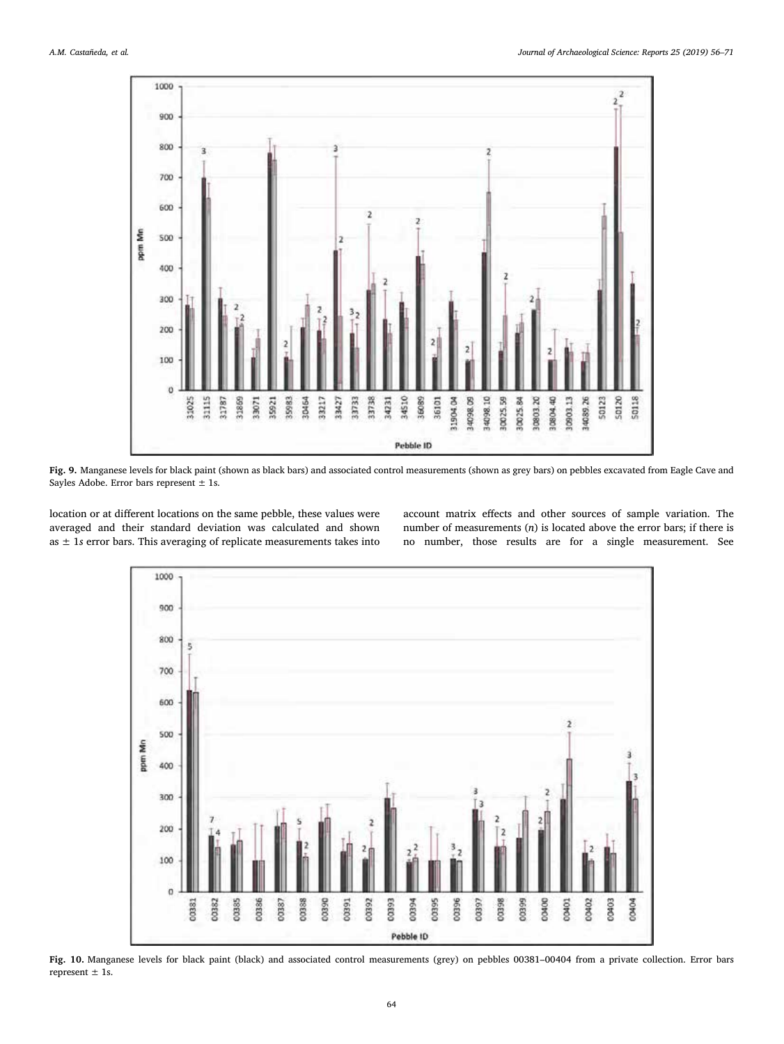Fig. 9. Manganese levels for black paint (shown as black bars) and associated control measurements (shown as grey bars) on pebbles excavated from Eagle Cave and Sayles Adobe. Error bars represent ± 1s.

location or at different locations on the same pebble, these values were averaged and their standard deviation was calculated and shown as ± 1*s* error bars. This averaging of replicate measurements takes into account matrix effects and other sources of sample variation. The number of measurements (*n*) is located above the error bars; if there is no number, those results are for a single measurement. See

Fig. 10. Manganese levels for black paint (black) and associated control measurements (grey) on pebbles 00381–00404 from a private collection. Error bars represent ± 1s.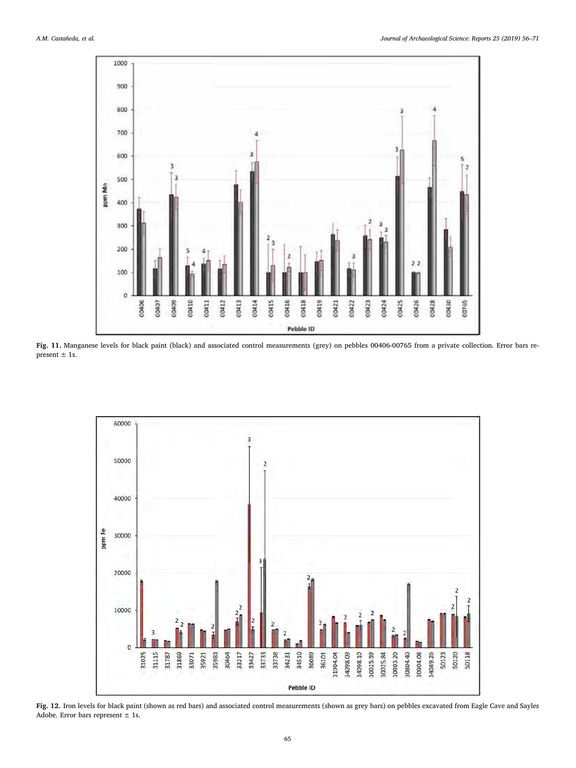**Fig. 11.** Manganese levels for black paint (black) and associated control measurements (grey) on pebbles 00406-00765 from a private collection. Error bars represent ± 1s.

**Fig. 12.** Iron levels for black paint (shown as red bars) and associated control measurements (shown as grey bars) on pebbles excavated from Eagle Cave and Sayles Adobe. Error bars represent ± 1s.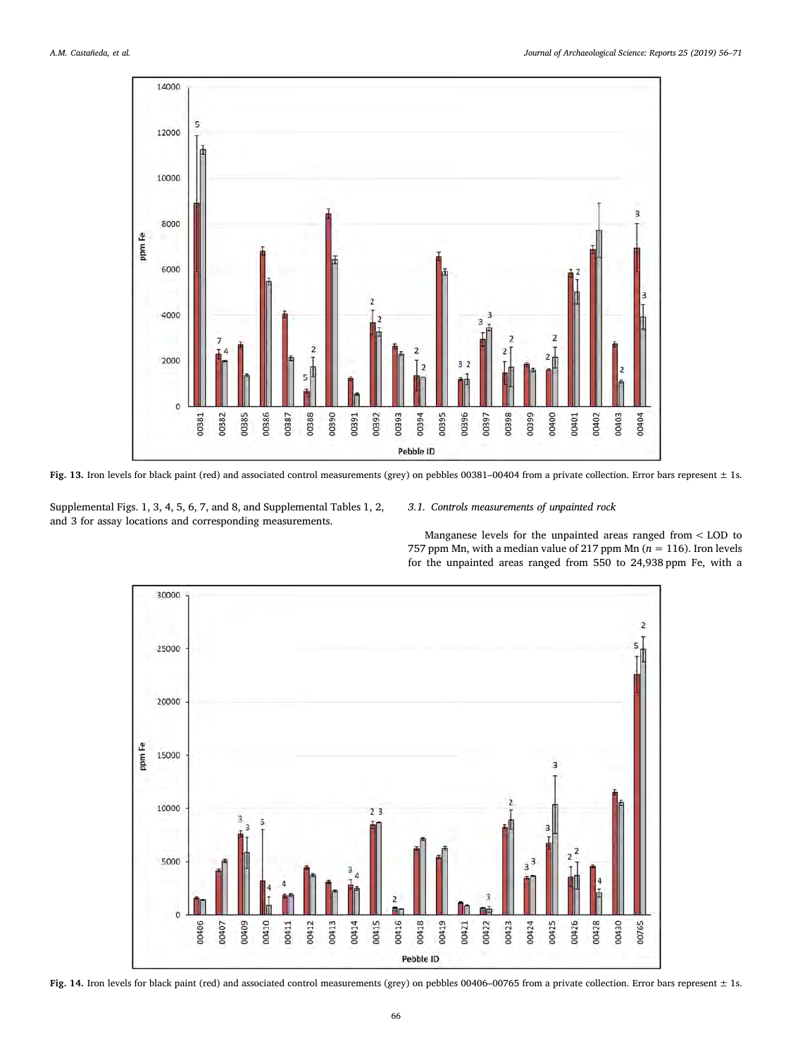Fig. 13. Iron levels for black paint (red) and associated control measurements (grey) on pebbles 00381–00404 from a private collection. Error bars represent ± 1s.

Supplemental Figs. 1, 3, 4, 5, 6, 7, and 8, and Supplemental Tables 1, 2, and 3 for assay locations and corresponding measurements.

### 3.1. Controls measurements of unpainted rock

Manganese levels for the unpainted areas ranged from < LOD to 757 ppm Mn, with a median value of 217 ppm Mn ($n = 116$). Iron levels for the unpainted areas ranged from 550 to 24,938 ppm Fe, with a

Fig. 14. Iron levels for black paint (red) and associated control measurements (grey) on pebbles 00406–00765 from a private collection. Error bars represent ± 1s.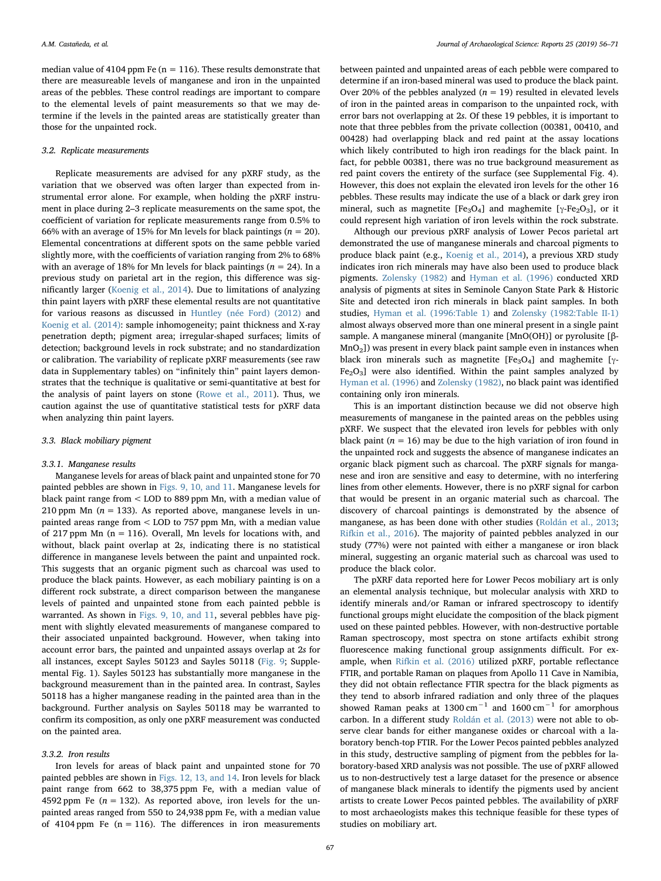median value of 4104 ppm Fe (n = 116). These results demonstrate that there are measureable levels of manganese and iron in the unpainted areas of the pebbles. These control readings are important to compare to the elemental levels of paint measurements so that we may determine if the levels in the painted areas are statistically greater than those for the unpainted rock.

### 3.2. Replicate measurements

Replicate measurements are advised for any pXRF study, as the variation that we observed was often larger than expected from instrumental error alone. For example, when holding the pXRF instrument in place during 2–3 replicate measurements on the same spot, the coefficient of variation for replicate measurements range from 0.5% to 66% with an average of 15% for Mn levels for black paintings (*n* = 20). Elemental concentrations at different spots on the same pebble varied slightly more, with the coefficients of variation ranging from 2% to 68% with an average of 18% for Mn levels for black paintings (*n* = 24). In a previous study on parietal art in the region, this difference was significantly larger (Koenig et al., 2014). Due to limitations of analyzing thin paint layers with pXRF these elemental results are not quantitative for various reasons as discussed in Huntley (née Ford) (2012) and Koenig et al. (2014): sample inhomogeneity; paint thickness and X-ray penetration depth; pigment area; irregular-shaped surfaces; limits of detection; background levels in rock substrate; and no standardization or calibration. The variability of replicate pXRF measurements (see raw data in Supplementary tables) on "infinitely thin" paint layers demonstrates that the technique is qualitative or semi-quantitative at best for the analysis of paint layers on stone (Rowe et al., 2011). Thus, we caution against the use of quantitative statistical tests for pXRF data when analyzing thin paint layers.

### 3.3. Black mobiliary pigment

#### 3.3.1. Manganese results

Manganese levels for areas of black paint and unpainted stone for 70 painted pebbles are shown in Figs. 9, 10, and 11. Manganese levels for black paint range from < LOD to 889 ppm Mn, with a median value of 210 ppm Mn (*n* = 133). As reported above, manganese levels in unpainted areas range from < LOD to 757 ppm Mn, with a median value of 217 ppm Mn (n = 116). Overall, Mn levels for locations with, and without, black paint overlap at 2*s*, indicating there is no statistical difference in manganese levels between the paint and unpainted rock. This suggests that an organic pigment such as charcoal was used to produce the black paints. However, as each mobiliary painting is on a different rock substrate, a direct comparison between the manganese levels of painted and unpainted stone from each painted pebble is warranted. As shown in Figs. 9, 10, and 11, several pebbles have pigment with slightly elevated measurements of manganese compared to their associated unpainted background. However, when taking into account error bars, the painted and unpainted assays overlap at 2*s* for all instances, except Sayles 50123 and Sayles 50118 (Fig. 9; Supplemental Fig. 1). Sayles 50123 has substantially more manganese in the background measurement than in the painted area. In contrast, Sayles 50118 has a higher manganese reading in the painted area than in the background. Further analysis on Sayles 50118 may be warranted to confirm its composition, as only one pXRF measurement was conducted on the painted area.

#### 3.3.2. Iron results

Iron levels for areas of black paint and unpainted stone for 70 painted pebbles are shown in Figs. 12, 13, and 14. Iron levels for black paint range from 662 to 38,375 ppm Fe, with a median value of 4592 ppm Fe (*n* = 132). As reported above, iron levels for the unpainted areas ranged from 550 to 24,938 ppm Fe, with a median value of 4104 ppm Fe (n = 116). The differences in iron measurements between painted and unpainted areas of each pebble were compared to determine if an iron-based mineral was used to produce the black paint. Over 20% of the pebbles analyzed (*n* = 19) resulted in elevated levels of iron in the painted areas in comparison to the unpainted rock, with error bars not overlapping at 2*s*. Of these 19 pebbles, it is important to note that three pebbles from the private collection (00381, 00410, and 00428) had overlapping black and red paint at the assay locations which likely contributed to high iron readings for the black paint. In fact, for pebble 00381, there was no true background measurement as red paint covers the entirety of the surface (see Supplemental Fig. 4). However, this does not explain the elevated iron levels for the other 16 pebbles. These results may indicate the use of a black or dark grey iron mineral, such as magnetite [$Fe_3O_4$] and maghemite [$\gamma$-$Fe_2O_3$], or it could represent high variation of iron levels within the rock substrate.

Although our previous pXRF analysis of Lower Pecos parietal art demonstrated the use of manganese minerals and charcoal pigments to produce black paint (e.g., Koenig et al., 2014), a previous XRD study indicates iron rich minerals may have also been used to produce black pigments. Zolensky (1982) and Hyman et al. (1996) conducted XRD analysis of pigments at sites in Seminole Canyon State Park & Historic Site and detected iron rich minerals in black paint samples. In both studies, Hyman et al. (1996:Table 1) and Zolensky (1982:Table II-1) almost always observed more than one mineral present in a single paint sample. A manganese mineral (manganite [$MnO(OH)$] or pyrolusite [$\beta$-$MnO_2$]) was present in every black paint sample even in instances when black iron minerals such as magnetite [$Fe_3O_4$] and maghemite [$\gamma$-$Fe_2O_3$] were also identified. Within the paint samples analyzed by Hyman et al. (1996) and Zolensky (1982), no black paint was identified containing only iron minerals.

This is an important distinction because we did not observe high measurements of manganese in the painted areas on the pebbles using pXRF. We suspect that the elevated iron levels for pebbles with only black paint (*n* = 16) may be due to the high variation of iron found in the unpainted rock and suggests the absence of manganese indicates an organic black pigment such as charcoal. The pXRF signals for manganese and iron are sensitive and easy to determine, with no interfering lines from other elements. However, there is no pXRF signal for carbon that would be present in an organic material such as charcoal. The discovery of charcoal paintings is demonstrated by the absence of manganese, as has been done with other studies (Roldán et al., 2013; Rifkin et al., 2016). The majority of painted pebbles analyzed in our study (77%) were not painted with either a manganese or iron black mineral, suggesting an organic material such as charcoal was used to produce the black color.

The pXRF data reported here for Lower Pecos mobiliary art is only an elemental analysis technique, but molecular analysis with XRD to identify minerals and/or Raman or infrared spectroscopy to identify functional groups might elucidate the composition of the black pigment used on these painted pebbles. However, with non-destructive portable Raman spectroscopy, most spectra on stone artifacts exhibit strong fluorescence making functional group assignments difficult. For example, when Rifkin et al. (2016) utilized pXRF, portable reflectance FTIR, and portable Raman on plaques from Apollo 11 Cave in Namibia, they did not obtain reflectance FTIR spectra for the black pigments as they tend to absorb infrared radiation and only three of the plaques showed Raman peaks at 1300 $cm^{-1}$ and 1600 $cm^{-1}$ for amorphous carbon. In a different study Roldán et al. (2013) were not able to observe clear bands for either manganese oxides or charcoal with a laboratory bench-top FTIR. For the Lower Pecos painted pebbles analyzed in this study, destructive sampling of pigment from the pebbles for laboratory-based XRD analysis was not possible. The use of pXRF allowed us to non-destructively test a large dataset for the presence or absence of manganese black minerals to identify the pigments used by ancient artists to create Lower Pecos painted pebbles. The availability of pXRF to most archaeologists makes this technique feasible for these types of studies on mobiliary art.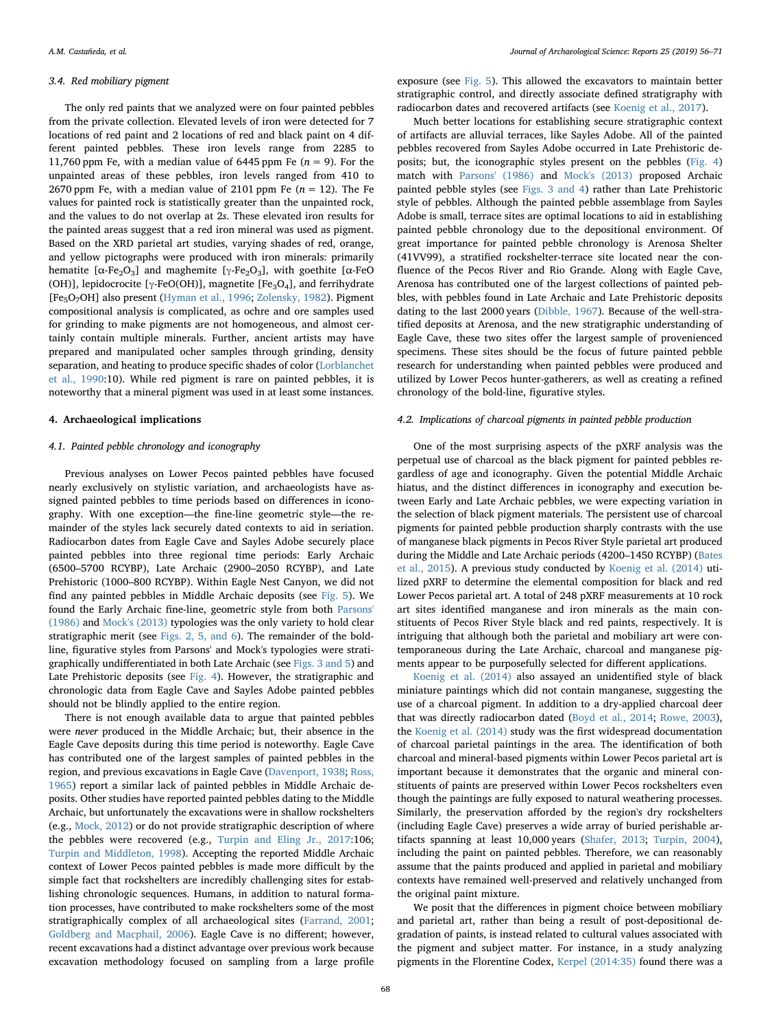### 3.4. Red mobiliary pigment

The only red paints that we analyzed were on four painted pebbles from the private collection. Elevated levels of iron were detected for 7 locations of red paint and 2 locations of red and black paint on 4 different painted pebbles. These iron levels range from 2285 to 11,760 ppm Fe, with a median value of 6445 ppm Fe ($n = 9$). For the unpainted areas of these pebbles, iron levels ranged from 410 to 2670 ppm Fe, with a median value of 2101 ppm Fe ($n = 12$). The Fe values for painted rock is statistically greater than the unpainted rock, and the values to do not overlap at 2*s*. These elevated iron results for the painted areas suggest that a red iron mineral was used as pigment. Based on the XRD parietal art studies, varying shades of red, orange, and yellow pictographs were produced with iron minerals: primarily hematite [$\alpha$-$Fe_2O_3$] and maghemite [$\gamma$-$Fe_2O_3$], with goethite [$\alpha$-FeO(OH)], lepidocrocite [$\gamma$-FeO(OH)], magnetite [$Fe_3O_4$], and ferrihydrate [$Fe_5O_7OH$] also present (Hyman et al., 1996; Zolensky, 1982). Pigment compositional analysis is complicated, as ochre and ore samples used for grinding to make pigments are not homogeneous, and almost certainly contain multiple minerals. Further, ancient artists may have prepared and manipulated ocher samples through grinding, density separation, and heating to produce specific shades of color (Lorblanchet et al., 1990:10). While red pigment is rare on painted pebbles, it is noteworthy that a mineral pigment was used in at least some instances.

## 4. Archaeological implications

### 4.1. Painted pebble chronology and iconography

Previous analyses on Lower Pecos painted pebbles have focused nearly exclusively on stylistic variation, and archaeologists have assigned painted pebbles to time periods based on differences in iconography. With one exception—the fine-line geometric style—the remainder of the styles lack securely dated contexts to aid in seriation. Radiocarbon dates from Eagle Cave and Sayles Adobe securely place painted pebbles into three regional time periods: Early Archaic (6500–5700 RCYBP), Late Archaic (2900–2050 RCYBP), and Late Prehistoric (1000–800 RCYBP). Within Eagle Nest Canyon, we did not find any painted pebbles in Middle Archaic deposits (see Fig. 5). We found the Early Archaic fine-line, geometric style from both Parsons' (1986) and Mock's (2013) typologies was the only variety to hold clear stratigraphic merit (see Figs. 2, 5, and 6). The remainder of the bold-line, figurative styles from Parsons' and Mock's typologies were stratigraphically undifferentiated in both Late Archaic (see Figs. 3 and 5) and Late Prehistoric deposits (see Fig. 4). However, the stratigraphic and chronologic data from Eagle Cave and Sayles Adobe painted pebbles should not be blindly applied to the entire region.

There is not enough available data to argue that painted pebbles were *never* produced in the Middle Archaic; but, their absence in the Eagle Cave deposits during this time period is noteworthy. Eagle Cave has contributed one of the largest samples of painted pebbles in the region, and previous excavations in Eagle Cave (Davenport, 1938; Ross, 1965) report a similar lack of painted pebbles in Middle Archaic deposits. Other studies have reported painted pebbles dating to the Middle Archaic, but unfortunately the excavations were in shallow rockshelters (e.g., Mock, 2012) or do not provide stratigraphic description of where the pebbles were recovered (e.g., Turpin and Eling Jr., 2017:106; Turpin and Middleton, 1998). Accepting the reported Middle Archaic context of Lower Pecos painted pebbles is made more difficult by the simple fact that rockshelters are incredibly challenging sites for establishing chronologic sequences. Humans, in addition to natural formation processes, have contributed to make rockshelters some of the most stratigraphically complex of all archaeological sites (Farrand, 2001; Goldberg and Macphail, 2006). Eagle Cave is no different; however, recent excavations had a distinct advantage over previous work because excavation methodology focused on sampling from a large profile exposure (see Fig. 5). This allowed the excavators to maintain better stratigraphic control, and directly associate defined stratigraphy with radiocarbon dates and recovered artifacts (see Koenig et al., 2017).

Much better locations for establishing secure stratigraphic context of artifacts are alluvial terraces, like Sayles Adobe. All of the painted pebbles recovered from Sayles Adobe occurred in Late Prehistoric deposits; but, the iconographic styles present on the pebbles (Fig. 4) match with Parsons' (1986) and Mock's (2013) proposed Archaic painted pebble styles (see Figs. 3 and 4) rather than Late Prehistoric style of pebbles. Although the painted pebble assemblage from Sayles Adobe is small, terrace sites are optimal locations to aid in establishing painted pebble chronology due to the depositional environment. Of great importance for painted pebble chronology is Arenosa Shelter (41VV99), a stratified rockshelter-terrace site located near the confluence of the Pecos River and Rio Grande. Along with Eagle Cave, Arenosa has contributed one of the largest collections of painted pebbles, with pebbles found in Late Archaic and Late Prehistoric deposits dating to the last 2000 years (Dibble, 1967). Because of the well-stratified deposits at Arenosa, and the new stratigraphic understanding of Eagle Cave, these two sites offer the largest sample of provenienced specimens. These sites should be the focus of future painted pebble research for understanding when painted pebbles were produced and utilized by Lower Pecos hunter-gatherers, as well as creating a refined chronology of the bold-line, figurative styles.

### 4.2. Implications of charcoal pigments in painted pebble production

One of the most surprising aspects of the pXRF analysis was the perpetual use of charcoal as the black pigment for painted pebbles regardless of age and iconography. Given the potential Middle Archaic hiatus, and the distinct differences in iconography and execution between Early and Late Archaic pebbles, we were expecting variation in the selection of black pigment materials. The persistent use of charcoal pigments for painted pebble production sharply contrasts with the use of manganese black pigments in Pecos River Style parietal art produced during the Middle and Late Archaic periods (4200–1450 RCYBP) (Bates et al., 2015). A previous study conducted by Koenig et al. (2014) utilized pXRF to determine the elemental composition for black and red Lower Pecos parietal art. A total of 248 pXRF measurements at 10 rock art sites identified manganese and iron minerals as the main constituents of Pecos River Style black and red paints, respectively. It is intriguing that although both the parietal and mobiliary art were contemporaneous during the Late Archaic, charcoal and manganese pigments appear to be purposefully selected for different applications.

Koenig et al. (2014) also assayed an unidentified style of black miniature paintings which did not contain manganese, suggesting the use of a charcoal pigment. In addition to a dry-applied charcoal deer that was directly radiocarbon dated (Boyd et al., 2014; Rowe, 2003), the Koenig et al. (2014) study was the first widespread documentation of charcoal parietal paintings in the area. The identification of both charcoal and mineral-based pigments within Lower Pecos parietal art is important because it demonstrates that the organic and mineral constituents of paints are preserved within Lower Pecos rockshelters even though the paintings are fully exposed to natural weathering processes. Similarly, the preservation afforded by the region's dry rockshelters (including Eagle Cave) preserves a wide array of buried perishable artifacts spanning at least 10,000 years (Shafer, 2013; Turpin, 2004), including the paint on painted pebbles. Therefore, we can reasonably assume that the paints produced and applied in parietal and mobiliary contexts have remained well-preserved and relatively unchanged from the original paint mixture.

We posit that the differences in pigment choice between mobiliary and parietal art, rather than being a result of post-depositional degradation of paints, is instead related to cultural values associated with the pigment and subject matter. For instance, in a study analyzing pigments in the Florentine Codex, Kerpel (2014:35) found there was a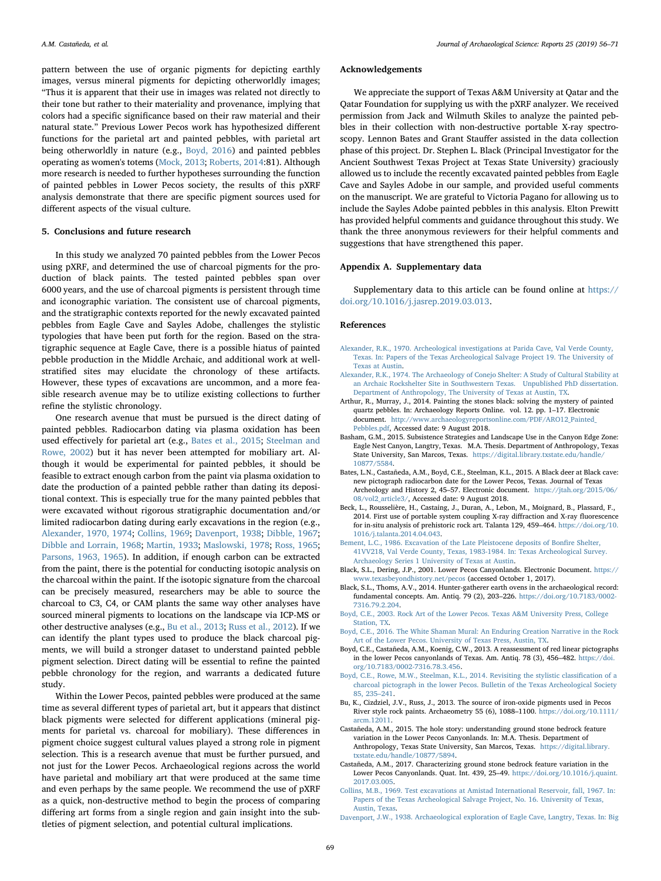pattern between the use of organic pigments for depicting earthly images, versus mineral pigments for depicting otherworldly images; "Thus it is apparent that their use in images was related not directly to their tone but rather to their materiality and provenance, implying that colors had a specific significance based on their raw material and their natural state." Previous Lower Pecos work has hypothesized different functions for the parietal art and painted pebbles, with parietal art being otherworldly in nature (e.g., Boyd, 2016) and painted pebbles operating as women's totems (Mock, 2013; Roberts, 2014:81). Although more research is needed to further hypotheses surrounding the function of painted pebbles in Lower Pecos society, the results of this pXRF analysis demonstrate that there are specific pigment sources used for different aspects of the visual culture.

## 5. Conclusions and future research

In this study we analyzed 70 painted pebbles from the Lower Pecos using pXRF, and determined the use of charcoal pigments for the production of black paints. The tested painted pebbles span over 6000 years, and the use of charcoal pigments is persistent through time and iconographic variation. The consistent use of charcoal pigments, and the stratigraphic contexts reported for the newly excavated painted pebbles from Eagle Cave and Sayles Adobe, challenges the stylistic typologies that have been put forth for the region. Based on the stratigraphic sequence at Eagle Cave, there is a possible hiatus of painted pebble production in the Middle Archaic, and additional work at well-stratified sites may elucidate the chronology of these artifacts. However, these types of excavations are uncommon, and a more feasible research avenue may be to utilize existing collections to further refine the stylistic chronology.

One research avenue that must be pursued is the direct dating of painted pebbles. Radiocarbon dating via plasma oxidation has been used effectively for parietal art (e.g., Bates et al., 2015; Steelman and Rowe, 2002) but it has never been attempted for mobiliary art. Although it would be experimental for painted pebbles, it should be feasible to extract enough carbon from the paint via plasma oxidation to date the production of a painted pebble rather than dating its depositional context. This is especially true for the many painted pebbles that were excavated without rigorous stratigraphic documentation and/or limited radiocarbon dating during early excavations in the region (e.g., Alexander, 1970, 1974; Collins, 1969; Davenport, 1938; Dibble, 1967; Dibble and Lorrain, 1968; Martin, 1933; Maslowski, 1978; Ross, 1965; Parsons, 1963, 1965). In addition, if enough carbon can be extracted from the paint, there is the potential for conducting isotopic analysis on the charcoal within the paint. If the isotopic signature from the charcoal can be precisely measured, researchers may be able to source the charcoal to C3, C4, or CAM plants the same way other analyses have sourced mineral pigments to locations on the landscape via ICP-MS or other destructive analyses (e.g., Bu et al., 2013; Russ et al., 2012). If we can identify the plant types used to produce the black charcoal pigments, we will build a stronger dataset to understand painted pebble pigment selection. Direct dating will be essential to refine the painted pebble chronology for the region, and warrants a dedicated future study.

Within the Lower Pecos, painted pebbles were produced at the same time as several different types of parietal art, but it appears that distinct black pigments were selected for different applications (mineral pigments for parietal vs. charcoal for mobiliary). These differences in pigment choice suggest cultural values played a strong role in pigment selection. This is a research avenue that must be further pursued, and not just for the Lower Pecos. Archaeological regions across the world have parietal and mobiliary art that were produced at the same time and even perhaps by the same people. We recommend the use of pXRF as a quick, non-destructive method to begin the process of comparing differing art forms from a single region and gain insight into the subtleties of pigment selection, and potential cultural implications.

## Acknowledgements

We appreciate the support of Texas A&M University at Qatar and the Qatar Foundation for supplying us with the pXRF analyzer. We received permission from Jack and Wilmuth Skiles to analyze the painted pebbles in their collection with non-destructive portable X-ray spectroscopy. Lennon Bates and Grant Stauffer assisted in the data collection phase of this project. Dr. Stephen L. Black (Principal Investigator for the Ancient Southwest Texas Project at Texas State University) graciously allowed us to include the recently excavated painted pebbles from Eagle Cave and Sayles Adobe in our sample, and provided useful comments on the manuscript. We are grateful to Victoria Pagano for allowing us to include the Sayles Adobe painted pebbles in this analysis. Elton Prewitt has provided helpful comments and guidance throughout this study. We thank the three anonymous reviewers for their helpful comments and suggestions that have strengthened this paper.

## Appendix A. Supplementary data

Supplementary data to this article can be found online at https://doi.org/10.1016/j.jasrep.2019.03.013.

## References

Alexander, R.K., 1970. Archeological investigations at Parida Cave, Val Verde County, Texas. In: Papers of the Texas Archeological Salvage Project 19. The University of Texas at Austin.

Alexander, R.K., 1974. The Archaeology of Conejo Shelter: A Study of Cultural Stability at an Archaic Rockshelter Site in Southwestern Texas. Unpublished PhD dissertation. Department of Anthropology, The University of Texas at Austin, TX.

Arthur, R., Murray, J., 2014. Painting the stones black: solving the mystery of painted quartz pebbles. In: Archaeology Reports Online. vol. 12. pp. 1–17. Electronic document. http://www.archaeologyreportsonline.com/PDF/ARO12_Painted_Pebbles.pdf, Accessed date: 9 August 2018.

Basham, G.M., 2015. Subsistence Strategies and Landscape Use in the Canyon Edge Zone: Eagle Nest Canyon, Langtry, Texas. M.A. Thesis. Department of Anthropology, Texas State University, San Marcos, Texas. https://digital.library.txstate.edu/handle/10877/5584.

Bates, L.N., Castañeda, A.M., Boyd, C.E., Steelman, K.L., 2015. A Black deer at Black cave: new pictograph radiocarbon date for the Lower Pecos, Texas. Journal of Texas Archeology and History 2, 45–57. Electronic document. https://jtah.org/2015/06/08/vol2_article3/, Accessed date: 9 August 2018.

Beck, L., Rousselière, H., Castaing, J., Duran, A., Lebon, M., Moignard, B., Plassard, F., 2014. First use of portable system coupling X-ray diffraction and X-ray fluorescence for in-situ analysis of prehistoric rock art. Talanta 129, 459–464. https://doi.org/10.1016/j.talanta.2014.04.043.

Bement, L.C., 1986. Excavation of the Late Pleistocene deposits of Bonfire Shelter, 41VV218, Val Verde County, Texas, 1983-1984. In: Texas Archeological Survey. Archaeology Series 1 University of Texas at Austin.

Black, S.L., Dering, J.P., 2001. Lower Pecos Canyonlands. Electronic Document. https://www.texasbeyondhistory.net/pecos (accessed October 1, 2017).

Black, S.L., Thoms, A.V., 2014. Hunter-gatherer earth ovens in the archaeological record: fundamental concepts. Am. Antiq. 79 (2), 203–226. https://doi.org/10.7183/0002-7316.79.2.204.

Boyd, C.E., 2003. Rock Art of the Lower Pecos. Texas A&M University Press, College Station, TX.

Boyd, C.E., 2016. The White Shaman Mural: An Enduring Creation Narrative in the Rock Art of the Lower Pecos. University of Texas Press, Austin, TX.

Boyd, C.E., Castañeda, A.M., Koenig, C.W., 2013. A reassessment of red linear pictographs in the lower Pecos canyonlands of Texas. Am. Antiq. 78 (3), 456–482. https://doi.org/10.7183/0002-7316.78.3.456.

Boyd, C.E., Rowe, M.W., Steelman, K.L., 2014. Revisiting the stylistic classification of a charcoal pictograph in the lower Pecos. Bulletin of the Texas Archeological Society 85, 235–241.

Bu, K., Cizdziel, J.V., Russ, J., 2013. The source of iron-oxide pigments used in Pecos River style rock paints. Archaeometry 55 (6), 1088–1100. https://doi.org/10.1111/arcm.12011.

Castañeda, A.M., 2015. The hole story: understanding ground stone bedrock feature variation in the Lower Pecos Canyonlands. In: M.A. Thesis. Department of Anthropology, Texas State University, San Marcos, Texas. https://digital.library.txstate.edu/handle/10877/5894.

Castañeda, A.M., 2017. Characterizing ground stone bedrock feature variation in the Lower Pecos Canyonlands. Quat. Int. 439, 25–49. https://doi.org/10.1016/j.quaint.2017.03.005.

Collins, M.B., 1969. Test excavations at Amistad International Reservoir, fall, 1967. In: Papers of the Texas Archeological Salvage Project, No. 16. University of Texas, Austin, Texas.

Davenport, J.W., 1938. Archaeological exploration of Eagle Cave, Langtry, Texas. In: Big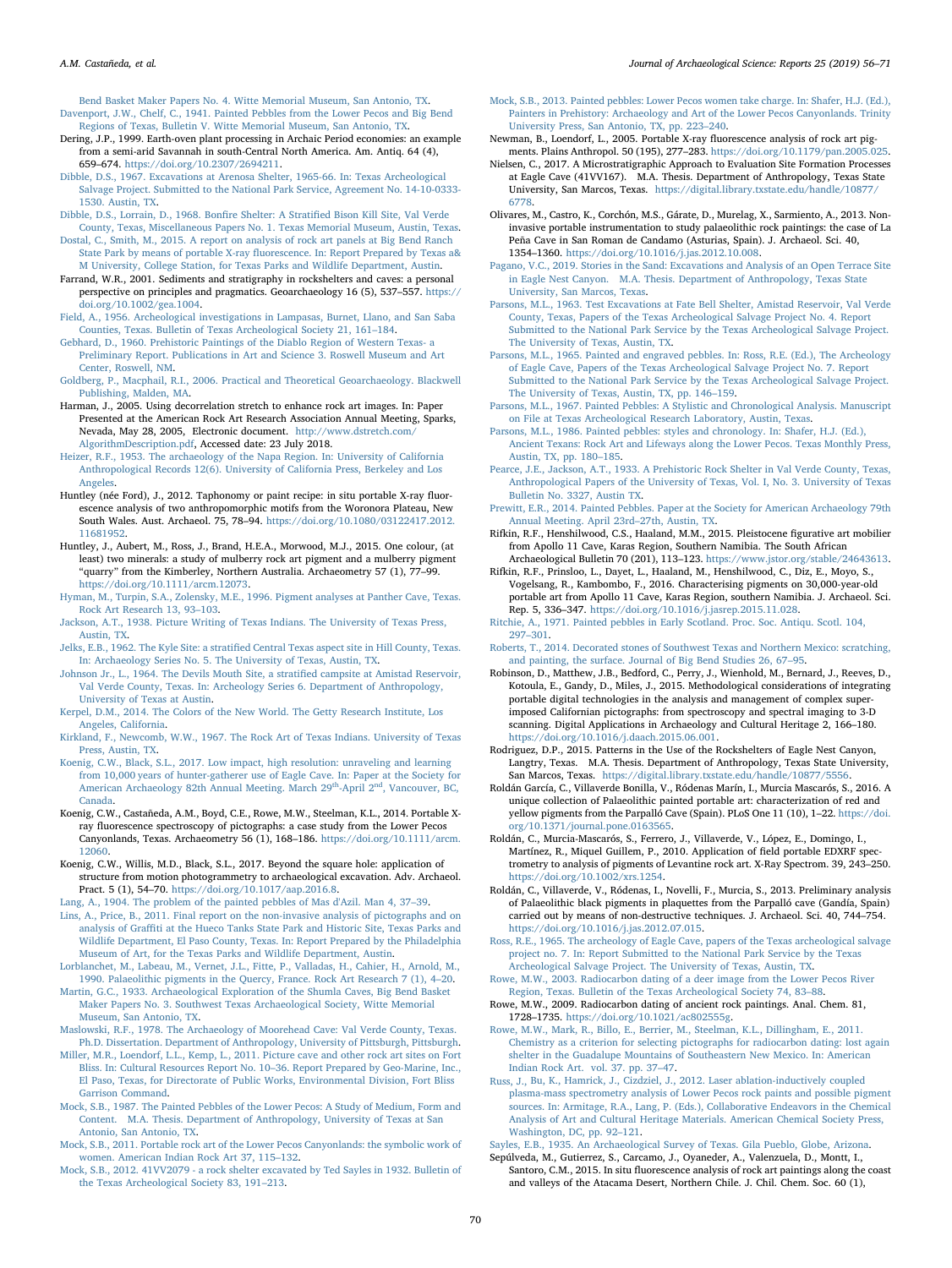Bend Basket Maker Papers No. 4. Witte Memorial Museum, San Antonio, TX.

Davenport, J.W., Chelf, C., 1941. Painted Pebbles from the Lower Pecos and Big Bend Regions of Texas, Bulletin V. Witte Memorial Museum, San Antonio, TX.

Dering, J.P., 1999. Earth-oven plant processing in Archaic Period economies: an example from a semi-arid Savannah in south-central North America. Am. Antiq. 64 (4), 659–674. https://doi.org/10.2307/2694211.

Dibble, D.S., 1967. Excavations at Arenosa Shelter, 1965-66. In: Texas Archeological Salvage Project. Submitted to the National Park Service, Agreement No. 14-10-0333-1530. Austin, TX.

Dibble, D.S., Lorrain, D., 1968. Bonfire Shelter: A Stratified Bison Kill Site, Val Verde County, Texas, Miscellaneous Papers No. 1. Texas Memorial Museum, Austin, Texas.

Dostal, C., Smith, M., 2015. A report on analysis of rock art panels at Big Bend Ranch State Park by means of portable X-ray fluorescence. In: Report Prepared by Texas a& M University, College Station, for Texas Parks and Wildlife Department, Austin.

Farrand, W.R., 2001. Sediments and stratigraphy in rockshelters and caves: a personal perspective on principles and pragmatics. Geoarchaeology 16 (5), 537–557. https://doi.org/10.1002/gea.1004.

Field, A., 1956. Archeological investigations in Lampasas, Burnet, Llano, and San Saba Counties, Texas. Bulletin of Texas Archeological Society 21, 161–184.

Gebhard, D., 1960. Prehistoric Paintings of the Diablo Region of Western Texas- a Preliminary Report. Publications in Art and Science 3. Roswell Museum and Art Center, Roswell, NM.

Goldberg, P., Macphail, R.I., 2006. Practical and Theoretical Geoarchaeology. Blackwell Publishing, Malden, MA.

Harman, J., 2005. Using decorrelation stretch to enhance rock art images. In: Paper Presented at the American Rock Art Research Association Annual Meeting, Sparks, Nevada, May 28, 2005, Electronic document. http://www.dstretch.com/AlgorithmDescription.pdf, Accessed date: 23 July 2018.

Heizer, R.F., 1953. The archaeology of the Napa Region. In: University of California Anthropological Records 12(6). University of California Press, Berkeley and Los Angeles.

Huntley (née Ford), J., 2012. Taphonomy or paint recipe: in situ portable X-ray fluorescence analysis of two anthropomorphic motifs from the Woronora Plateau, New South Wales. Aust. Archaeol. 75, 78–94. https://doi.org/10.1080/03122417.2012.11681952.

Huntley, J., Aubert, M., Ross, J., Brand, H.E.A., Morwood, M.J., 2015. One colour, (at least) two minerals: a study of mulberry rock art pigment and a mulberry pigment "quarry" from the Kimberley, Northern Australia. Archaeometry 57 (1), 77–99. https://doi.org/10.1111/arcm.12073.

Hyman, M., Turpin, S.A., Zolensky, M.E., 1996. Pigment analyses at Panther Cave, Texas. Rock Art Research 13, 93–103.

Jackson, A.T., 1938. Picture Writing of Texas Indians. The University of Texas Press, Austin, TX.

Jelks, E.B., 1962. The Kyle Site: a stratified Central Texas aspect site in Hill County, Texas. In: Archaeology Series No. 5. The University of Texas, Austin, TX.

Johnson Jr., L., 1964. The Devils Mouth Site, a stratified campsite at Amistad Reservoir, Val Verde County, Texas. In: Archeology Series 6. Department of Anthropology, University of Texas at Austin.

Kerpel, D.M., 2014. The Colors of the New World. The Getty Research Institute, Los Angeles, California.

Kirkland, F., Newcomb, W.W., 1967. The Rock Art of Texas Indians. University of Texas Press, Austin, TX.

Koenig, C.W., Black, S.L., 2017. Low impact, high resolution: unraveling and learning from 10,000 years of hunter-gatherer use of Eagle Cave. In: Paper at the Society for American Archaeology 82th Annual Meeting. March 29th-April 2nd, Vancouver, BC, Canada.

Koenig, C.W., Castañeda, A.M., Boyd, C.E., Rowe, M.W., Steelman, K.L., 2014. Portable X-ray fluorescence spectroscopy of pictographs: a case study from the Lower Pecos Canyonlands, Texas. Archaeometry 56 (1), 168–186. https://doi.org/10.1111/arcm.12060.

Koenig, C.W., Willis, M.D., Black, S.L., 2017. Beyond the square hole: application of structure from motion photogrammetry to archaeological excavation. Adv. Archaeol. Pract. 5 (1), 54–70. https://doi.org/10.1017/aap.2016.8.

Lang, A., 1904. The problem of the painted pebbles of Mas d'Azil. Man 4, 37–39.

Lins, A., Price, B., 2011. Final report on the non-invasive analysis of pictographs and on analysis of Graffiti at the Hueco Tanks State Park and Historic Site, Texas Parks and Wildlife Department, El Paso County, Texas. In: Report Prepared by the Philadelphia Museum of Art, for the Texas Parks and Wildlife Department, Austin.

Lorblanchet, M., Labeau, M., Vernet, J.L., Fitte, P., Valladas, H., Cahier, H., Arnold, M., 1990. Palaeolithic pigments in the Quercy, France. Rock Art Research 7 (1), 4–20.

Martin, G.C., 1933. Archaeological Exploration of the Shumla Caves, Big Bend Basket Maker Papers No. 3. Southwest Texas Archaeological Society, Witte Memorial Museum, San Antonio, TX.

Maslowski, R.F., 1978. The Archaeology of Moorehead Cave: Val Verde County, Texas. Ph.D. Dissertation. Department of Anthropology, University of Pittsburgh, Pittsburgh.

Miller, M.R., Loendorf, L.L., Kemp, L., 2011. Picture cave and other rock art sites on Fort Bliss. In: Cultural Resources Report No. 10–36. Report Prepared by Geo-Marine, Inc., El Paso, Texas, for Directorate of Public Works, Environmental Division, Fort Bliss Garrison Command.

Mock, S.B., 1987. The Painted Pebbles of the Lower Pecos: A Study of Medium, Form and Content. M.A. Thesis. Department of Anthropology, University of Texas at San Antonio, San Antonio, TX.

Mock, S.B., 2011. Portable rock art of the Lower Pecos Canyonlands: the symbolic work of women. American Indian Rock Art 37, 115–132.

Mock, S.B., 2012. 41VV2079 - a rock shelter excavated by Ted Sayles in 1932. Bulletin of the Texas Archeological Society 83, 191–213.

Mock, S.B., 2013. Painted pebbles: Lower Pecos women take charge. In: Shafer, H.J. (Ed.), Painters in Prehistory: Archaeology and Art of the Lower Pecos Canyonlands. Trinity University Press, San Antonio, TX, pp. 223–240.

Newman, B., Loendorf, L., 2005. Portable X-ray fluorescence analysis of rock art pigments. Plains Anthropol. 50 (195), 277–283. https://doi.org/10.1179/pan.2005.025.

Nielsen, C., 2017. A Microstratigraphic Approach to Evaluation Site Formation Processes at Eagle Cave (41VV167). M.A. Thesis. Department of Anthropology, Texas State University, San Marcos, Texas. https://digital.library.txstate.edu/handle/10877/6778.

Olivares, M., Castro, K., Corchón, M.S., Gárate, D., Murelag, X., Sarmiento, A., 2013. Non-invasive portable instrumentation to study palaeolithic rock paintings: the case of La Peña Cave in San Roman de Candamo (Asturias, Spain). J. Archaeol. Sci. 40, 1354–1360. https://doi.org/10.1016/j.jas.2012.10.008.

Pagano, V.C., 2019. Stories in the Sand: Excavations and Analysis of an Open Terrace Site in Eagle Nest Canyon. M.A. Thesis. Department of Anthropology, Texas State University, San Marcos, Texas.

Parsons, M.L., 1963. Test Excavations at Fate Bell Shelter, Amistad Reservoir, Val Verde County, Texas, Papers of the Texas Archeological Salvage Project No. 4. Report Submitted to the National Park Service by the Texas Archeological Salvage Project. The University of Texas, Austin, TX.

Parsons, M.L., 1965. Painted and engraved pebbles. In: Ross, R.E. (Ed.), The Archeology of Eagle Cave, Papers of the Texas Archeological Salvage Project No. 7. Report Submitted to the National Park Service by the Texas Archeological Salvage Project. The University of Texas, Austin, TX, pp. 146–159.

Parsons, M.L., 1967. Painted Pebbles: A Stylistic and Chronological Analysis. Manuscript on File at Texas Archeological Research Laboratory, Austin, Texas.

Parsons, M.L., 1986. Painted pebbles: styles and chronology. In: Shafer, H.J. (Ed.), Ancient Texans: Rock Art and Lifeways along the Lower Pecos. Texas Monthly Press, Austin, TX, pp. 180–185.

Pearce, J.E., Jackson, A.T., 1933. A Prehistoric Rock Shelter in Val Verde County, Texas, Anthropological Papers of the University of Texas, Vol. I, No. 3. University of Texas Bulletin No. 3327, Austin TX.

Prewitt, E.R., 2014. Painted Pebbles. Paper at the Society for American Archaeology 79th Annual Meeting. April 23rd–27th, Austin, TX.

Rifkin, R.F., Henshilwood, C.S., Haaland, M.M., 2015. Pleistocene figurative art mobilier from Apollo 11 Cave, Karas Region, Southern Namibia. The South African Archaeological Bulletin 70 (201), 113–123. https://www.jstor.org/stable/24643613.

Rifkin, R.F., Prinsloo, L., Dayet, L., Haaland, M., Henshilwood, C., Diz, E., Moyo, S., Vogelsang, R., Kambombo, F., 2016. Characterising pigments on 30,000-year-old portable art from Apollo 11 Cave, Karas Region, southern Namibia. J. Archaeol. Sci. Rep. 5, 336–347. https://doi.org/10.1016/j.jasrep.2015.11.028.

Ritchie, A., 1971. Painted pebbles in Early Scotland. Proc. Soc. Antiqu. Scotl. 104, 297–301.

Roberts, T., 2014. Decorated stones of Southwest Texas and Northern Mexico: scratching, and painting, the surface. Journal of Big Bend Studies 26, 67–95.

Robinson, D., Matthew, J.B., Bedford, C., Perry, J., Wienhold, M., Bernard, J., Reeves, D., Kotoula, E., Gandy, D., Miles, J., 2015. Methodological considerations of integrating portable digital technologies in the analysis and management of complex superimposed Californian pictographs: from spectroscopy and spectral imaging to 3-D scanning. Digital Applications in Archaeology and Cultural Heritage 2, 166–180. https://doi.org/10.1016/j.daach.2015.06.001.

Rodriguez, D.P., 2015. Patterns in the Use of the Rockshelters of Eagle Nest Canyon, Langtry, Texas. M.A. Thesis. Department of Anthropology, Texas State University, San Marcos, Texas. https://digital.library.txstate.edu/handle/10877/5556.

Roldán García, C., Villaverde Bonilla, V., Ródenas Marín, I., Murcia Mascarós, S., 2016. A unique collection of Palaeolithic painted portable art: characterization of red and yellow pigments from the Parpalló Cave (Spain). PLoS One 11 (10), 1–22. https://doi.org/10.1371/journal.pone.0163565.

Roldán, C., Murcia-Mascarós, S., Ferrero, J., Villaverde, V., López, E., Domingo, I., Martínez, R., Miquel Guillem, P., 2010. Application of field portable EDXRF spectrometry to analysis of pigments of Levantine rock art. X-Ray Spectrom. 39, 243–250. https://doi.org/10.1002/xrs.1254.

Roldán, C., Villaverde, V., Ródenas, I., Novelli, F., Murcia, S., 2013. Preliminary analysis of Palaeolithic black pigments in plaquettes from the Parpalló cave (Gandía, Spain) carried out by means of non-destructive techniques. J. Archaeol. Sci. 40, 744–754. https://doi.org/10.1016/j.jas.2012.07.015.

Ross, R.E., 1965. The archeology of Eagle Cave, papers of the Texas archeological salvage project no. 7. In: Report Submitted to the National Park Service by the Texas Archeological Salvage Project. The University of Texas, Austin, TX.

Rowe, M.W., 2003. Radiocarbon dating of a deer image from the Lower Pecos River Region, Texas. Bulletin of the Texas Archeological Society 74, 83–88.

Rowe, M.W., 2009. Radiocarbon dating of ancient rock paintings. Anal. Chem. 81, 1728–1735. https://doi.org/10.1021/ac802555g.

Rowe, M.W., Mark, R., Billo, E., Berrier, M., Steelman, K.L., Dillingham, E., 2011. Chemistry as a criterion for selecting pictographs for radiocarbon dating: lost again shelter in the Guadalupe Mountains of Southeastern New Mexico. In: American Indian Rock Art. vol. 37. pp. 37–47.

Russ, J., Bu, K., Hamrick, J., Cizdziel, J., 2012. Laser ablation-inductively coupled plasma-mass spectrometry analysis of Lower Pecos rock paints and possible pigment sources. In: Armitage, R.A., Lang, P. (Eds.), Collaborative Endeavors in the Chemical Analysis of Art and Cultural Heritage Materials. American Chemical Society Press, Washington, DC, pp. 92–121.

Sayles, E.B., 1935. An Archaeological Survey of Texas. Gila Pueblo, Globe, Arizona.

Sepúlveda, M., Gutierrez, S., Carcamo, J., Oyaneder, A., Valenzuela, D., Montt, I., Santoro, C.M., 2015. In situ fluorescence analysis of rock art paintings along the coast and valleys of the Atacama Desert, Northern Chile. J. Chil. Chem. Soc. 60 (1),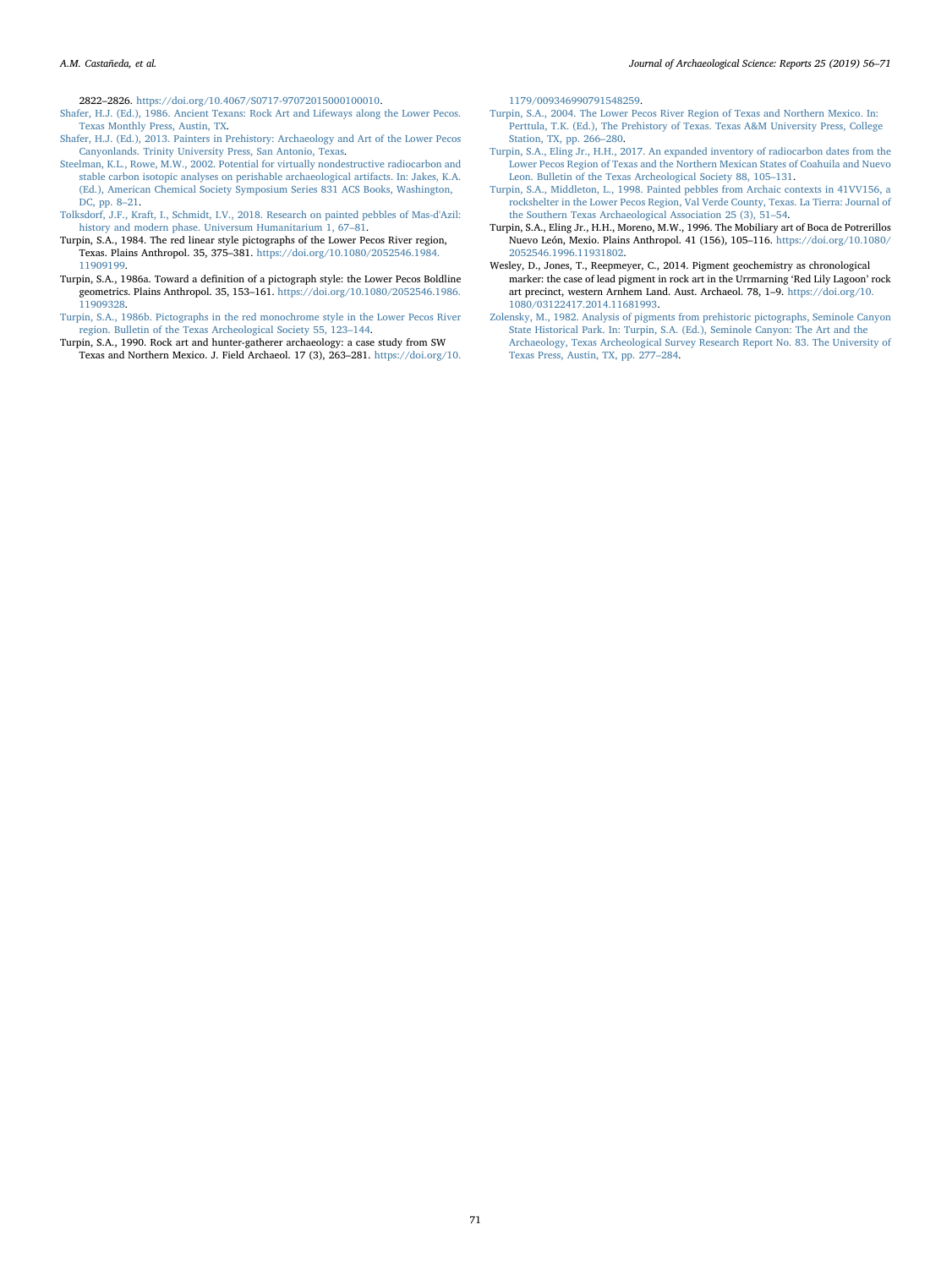2822–2826. https://doi.org/10.4067/S0717-97072015000100010.

Shafer, H.J. (Ed.), 1986. Ancient Texans: Rock Art and Lifeways along the Lower Pecos. Texas Monthly Press, Austin, TX.

Shafer, H.J. (Ed.), 2013. Painters in Prehistory: Archaeology and Art of the Lower Pecos Canyonlands. Trinity University Press, San Antonio, Texas.

Steelman, K.L., Rowe, M.W., 2002. Potential for virtually nondestructive radiocarbon and stable carbon isotopic analyses on perishable archaeological artifacts. In: Jakes, K.A. (Ed.), American Chemical Society Symposium Series 831 ACS Books, Washington, DC, pp. 8–21.

Tolksdorf, J.F., Kraft, I., Schmidt, I.V., 2018. Research on painted pebbles of Mas-d'Azil: history and modern phase. Universum Humanitarium 1, 67–81.

Turpin, S.A., 1984. The red linear style pictographs of the Lower Pecos River region, Texas. Plains Anthropol. 35, 375–381. https://doi.org/10.1080/2052546.1984.11909199.

Turpin, S.A., 1986a. Toward a definition of a pictograph style: the Lower Pecos Boldline geometrics. Plains Anthropol. 35, 153–161. https://doi.org/10.1080/2052546.1986.11909328.

Turpin, S.A., 1986b. Pictographs in the red monochrome style in the Lower Pecos River region. Bulletin of the Texas Archeological Society 55, 123–144.

Turpin, S.A., 1990. Rock art and hunter-gatherer archaeology: a case study from SW Texas and Northern Mexico. J. Field Archaeol. 17 (3), 263–281. https://doi.org/10.1179/009346990791548259.

Turpin, S.A., 2004. The Lower Pecos River Region of Texas and Northern Mexico. In: Perttula, T.K. (Ed.), The Prehistory of Texas. Texas A&M University Press, College Station, TX, pp. 266–280.

Turpin, S.A., Eling Jr., H.H., 2017. An expanded inventory of radiocarbon dates from the Lower Pecos Region of Texas and the Northern Mexican States of Coahuila and Nuevo Leon. Bulletin of the Texas Archeological Society 88, 105–131.

Turpin, S.A., Middleton, L., 1998. Painted pebbles from Archaic contexts in 41VV156, a rockshelter in the Lower Pecos Region, Val Verde County, Texas. La Tierra: Journal of the Southern Texas Archaeological Association 25 (3), 51–54.

Turpin, S.A., Eling Jr., H.H., Moreno, M.W., 1996. The Mobiliary art of Boca de Potrerillos Nuevo León, Mexio. Plains Anthropol. 41 (156), 105–116. https://doi.org/10.1080/2052546.1996.11931802.

Wesley, D., Jones, T., Reepmeyer, C., 2014. Pigment geochemistry as chronological marker: the case of lead pigment in rock art in the Urrmarning 'Red Lily Lagoon' rock art precinct, western Arnhem Land. Aust. Archaeol. 78, 1–9. https://doi.org/10.1080/03122417.2014.11681993.

Zolensky, M., 1982. Analysis of pigments from prehistoric pictographs, Seminole Canyon State Historical Park. In: Turpin, S.A. (Ed.), Seminole Canyon: The Art and the Archaeology, Texas Archeological Survey Research Report No. 83. The University of Texas Press, Austin, TX, pp. 277–284.